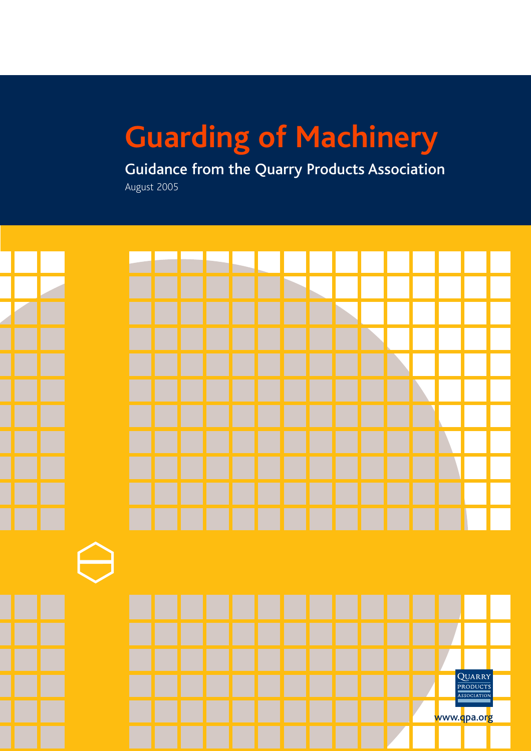# Guarding of Machinery

## Guidance from the Quarry Products Association

August 2005

QUARRY PRODUCTS ASSOCIATION

www.qpa.org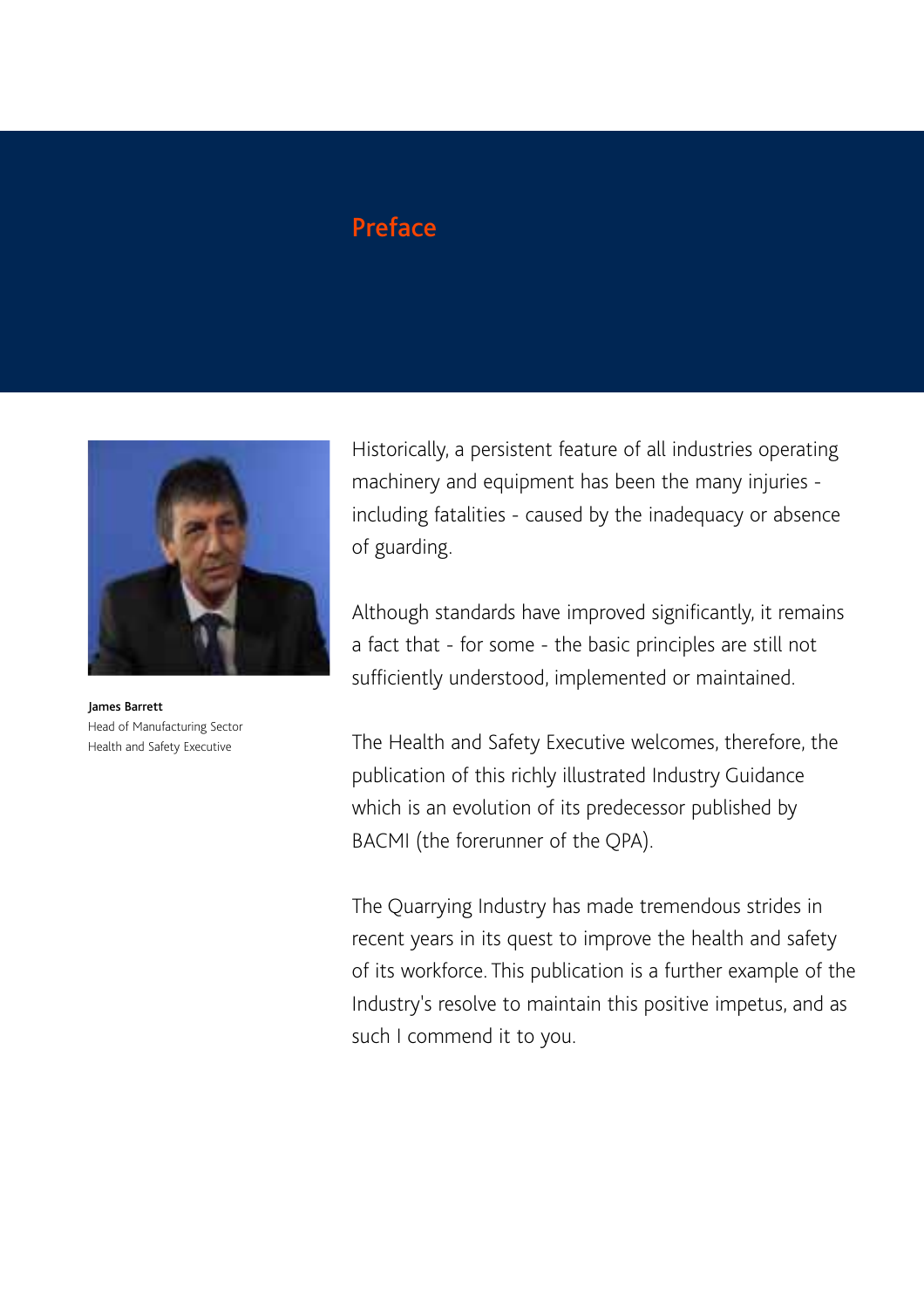# Preface

**James Barrett**
Head of Manufacturing Sector
Health and Safety Executive

Historically, a persistent feature of all industries operating machinery and equipment has been the many injuries - including fatalities - caused by the inadequacy or absence of guarding.

Although standards have improved significantly, it remains a fact that - for some - the basic principles are still not sufficiently understood, implemented or maintained.

The Health and Safety Executive welcomes, therefore, the publication of this richly illustrated Industry Guidance which is an evolution of its predecessor published by BACMI (the forerunner of the QPA).

The Quarrying Industry has made tremendous strides in recent years in its quest to improve the health and safety of its workforce. This publication is a further example of the Industry's resolve to maintain this positive impetus, and as such I commend it to you.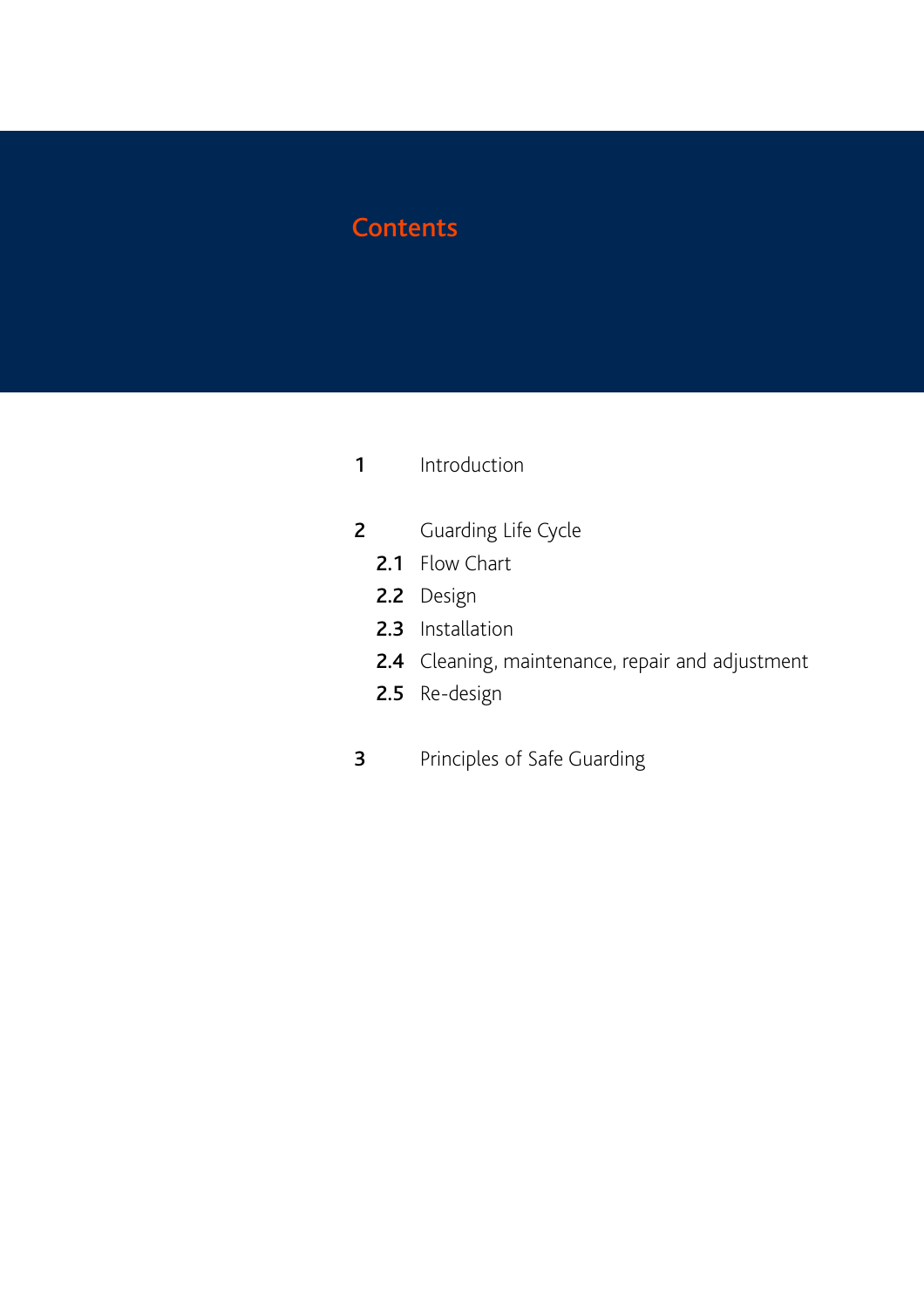# Contents

1 Introduction

2 Guarding Life Cycle

- **2.1** Flow Chart
- **2.2** Design
- **2.3** Installation
- **2.4** Cleaning, maintenance, repair and adjustment
- **2.5** Re-design

3 Principles of Safe Guarding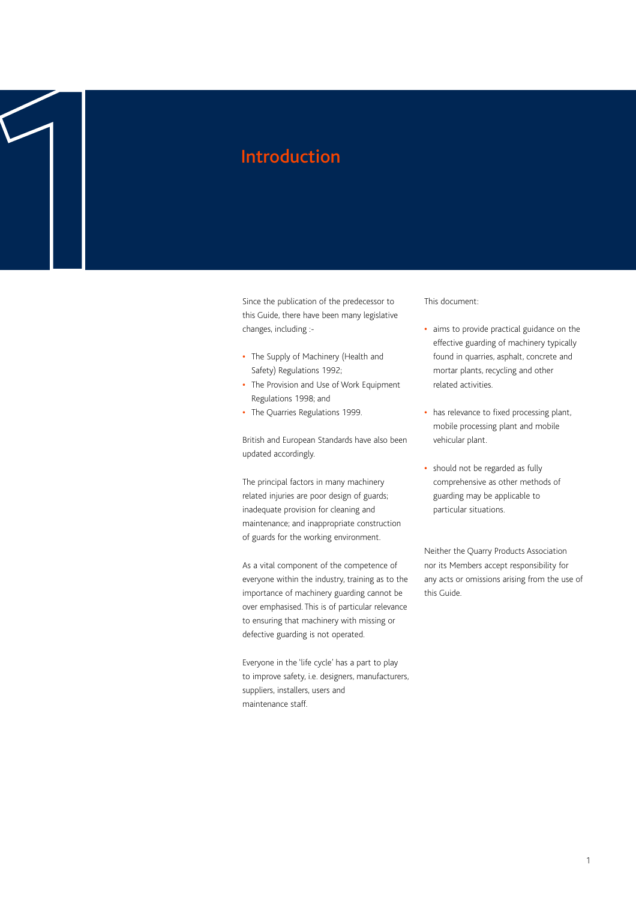# 1 Introduction

Since the publication of the predecessor to this Guide, there have been many legislative changes, including :-

- The Supply of Machinery (Health and Safety) Regulations 1992;
- The Provision and Use of Work Equipment Regulations 1998; and
- The Quarries Regulations 1999.

British and European Standards have also been updated accordingly.

The principal factors in many machinery related injuries are poor design of guards; inadequate provision for cleaning and maintenance; and inappropriate construction of guards for the working environment.

As a vital component of the competence of everyone within the industry, training as to the importance of machinery guarding cannot be over emphasised. This is of particular relevance to ensuring that machinery with missing or defective guarding is not operated.

Everyone in the 'life cycle' has a part to play to improve safety, i.e. designers, manufacturers, suppliers, installers, users and maintenance staff.

This document:

- aims to provide practical guidance on the effective guarding of machinery typically found in quarries, asphalt, concrete and mortar plants, recycling and other related activities.

- has relevance to fixed processing plant, mobile processing plant and mobile vehicular plant.

- should not be regarded as fully comprehensive as other methods of guarding may be applicable to particular situations.

Neither the Quarry Products Association nor its Members accept responsibility for any acts or omissions arising from the use of this Guide.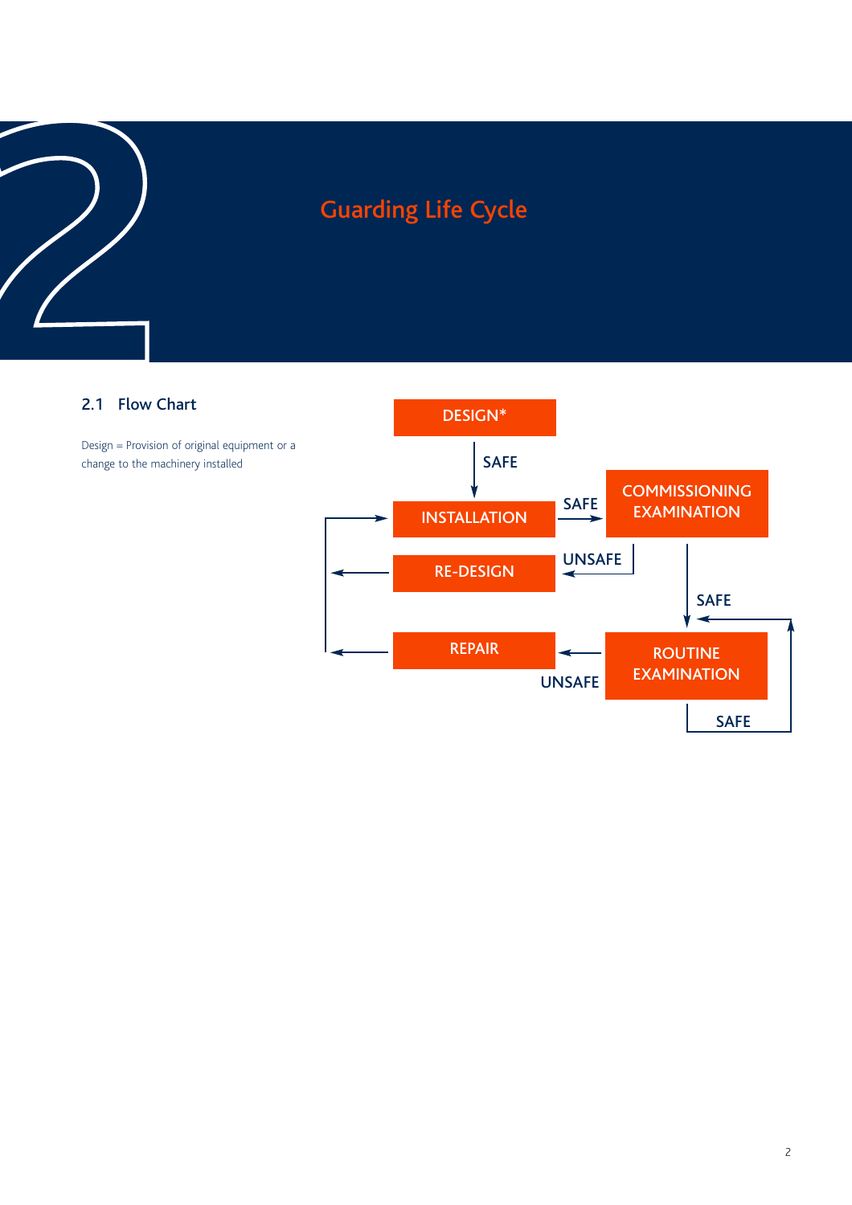# 2 Guarding Life Cycle

## 2.1 Flow Chart

Design = Provision of original equipment or a change to the machinery installed

DESIGN*

SAFE

INSTALLATION

SAFE

COMMISSIONING EXAMINATION

UNSAFE

RE-DESIGN

SAFE

REPAIR

UNSAFE

ROUTINE EXAMINATION

SAFE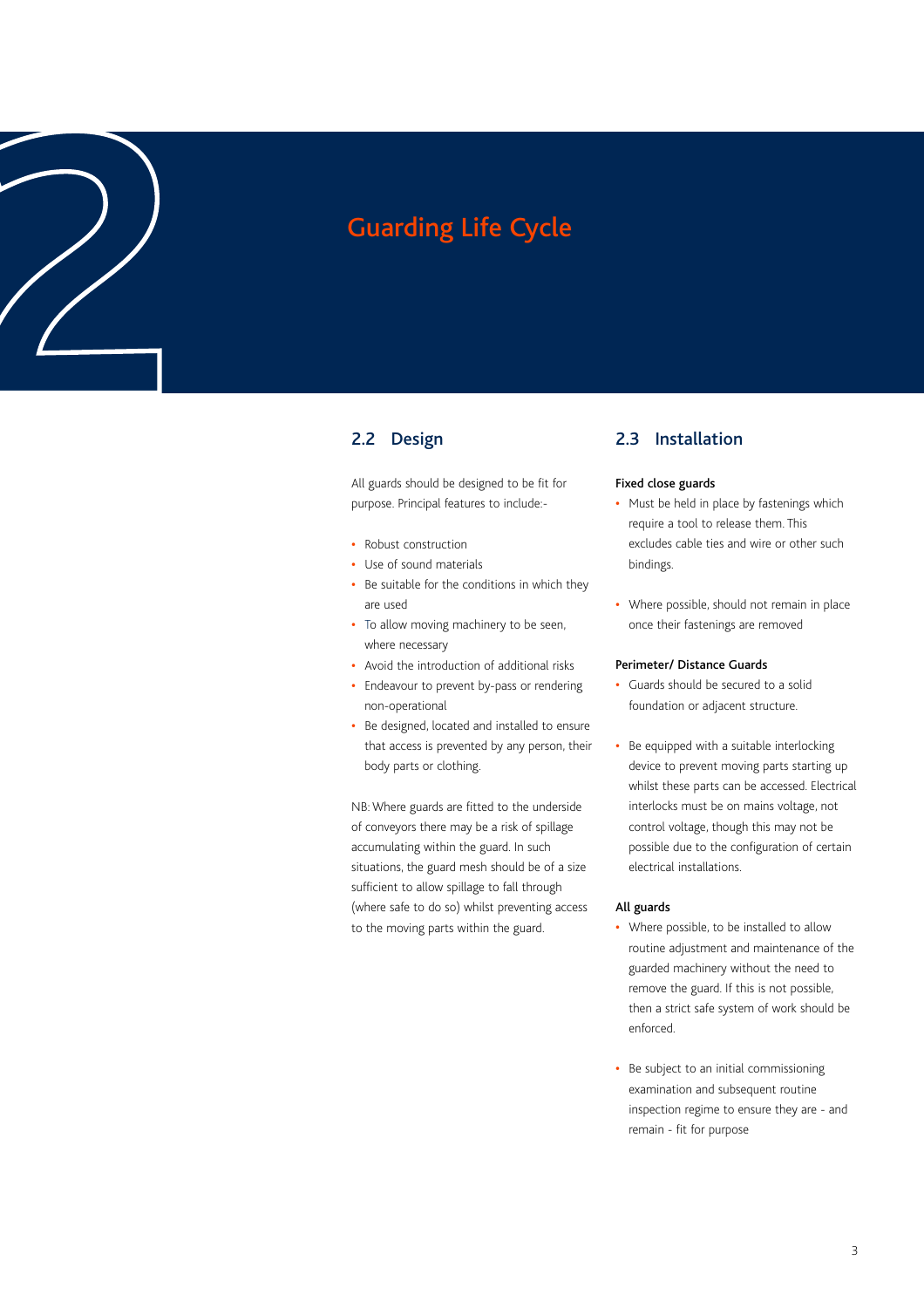# Guarding Life Cycle

## 2.2 Design

All guards should be designed to be fit for purpose. Principal features to include:-

- Robust construction
- Use of sound materials
- Be suitable for the conditions in which they are used
- To allow moving machinery to be seen, where necessary
- Avoid the introduction of additional risks
- Endeavour to prevent by-pass or rendering non-operational
- Be designed, located and installed to ensure that access is prevented by any person, their body parts or clothing.

NB: Where guards are fitted to the underside of conveyors there may be a risk of spillage accumulating within the guard. In such situations, the guard mesh should be of a size sufficient to allow spillage to fall through (where safe to do so) whilst preventing access to the moving parts within the guard.

## 2.3 Installation

**Fixed close guards**

- Must be held in place by fastenings which require a tool to release them. This excludes cable ties and wire or other such bindings.
- Where possible, should not remain in place once their fastenings are removed

**Perimeter/ Distance Guards**

- Guards should be secured to a solid foundation or adjacent structure.
- Be equipped with a suitable interlocking device to prevent moving parts starting up whilst these parts can be accessed. Electrical interlocks must be on mains voltage, not control voltage, though this may not be possible due to the configuration of certain electrical installations.

**All guards**

- Where possible, to be installed to allow routine adjustment and maintenance of the guarded machinery without the need to remove the guard. If this is not possible, then a strict safe system of work should be enforced.
- Be subject to an initial commissioning examination and subsequent routine inspection regime to ensure they are - and remain - fit for purpose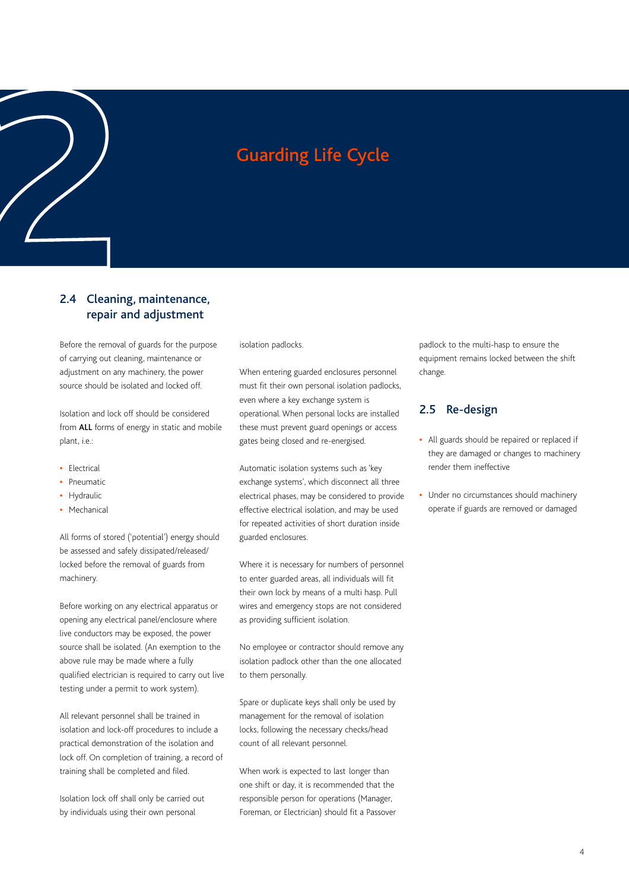# Guarding Life Cycle

## 2.4 Cleaning, maintenance, repair and adjustment

Before the removal of guards for the purpose of carrying out cleaning, maintenance or adjustment on any machinery, the power source should be isolated and locked off.

Isolation and lock off should be considered from **ALL** forms of energy in static and mobile plant, i.e.:

- Electrical
- Pneumatic
- Hydraulic
- Mechanical

All forms of stored ('potential') energy should be assessed and safely dissipated/released/locked before the removal of guards from machinery.

Before working on any electrical apparatus or opening any electrical panel/enclosure where live conductors may be exposed, the power source shall be isolated. (An exemption to the above rule may be made where a fully qualified electrician is required to carry out live testing under a permit to work system).

All relevant personnel shall be trained in isolation and lock-off procedures to include a practical demonstration of the isolation and lock off. On completion of training, a record of training shall be completed and filed.

Isolation lock off shall only be carried out by individuals using their own personal isolation padlocks.

When entering guarded enclosures personnel must fit their own personal isolation padlocks, even where a key exchange system is operational. When personal locks are installed these must prevent guard openings or access gates being closed and re-energised.

Automatic isolation systems such as 'key exchange systems', which disconnect all three electrical phases, may be considered to provide effective electrical isolation, and may be used for repeated activities of short duration inside guarded enclosures.

Where it is necessary for numbers of personnel to enter guarded areas, all individuals will fit their own lock by means of a multi hasp. Pull wires and emergency stops are not considered as providing sufficient isolation.

No employee or contractor should remove any isolation padlock other than the one allocated to them personally.

Spare or duplicate keys shall only be used by management for the removal of isolation locks, following the necessary checks/head count of all relevant personnel.

When work is expected to last longer than one shift or day, it is recommended that the responsible person for operations (Manager, Foreman, or Electrician) should fit a Passover padlock to the multi-hasp to ensure the equipment remains locked between the shift change.

## 2.5 Re-design

- All guards should be repaired or replaced if they are damaged or changes to machinery render them ineffective
- Under no circumstances should machinery operate if guards are removed or damaged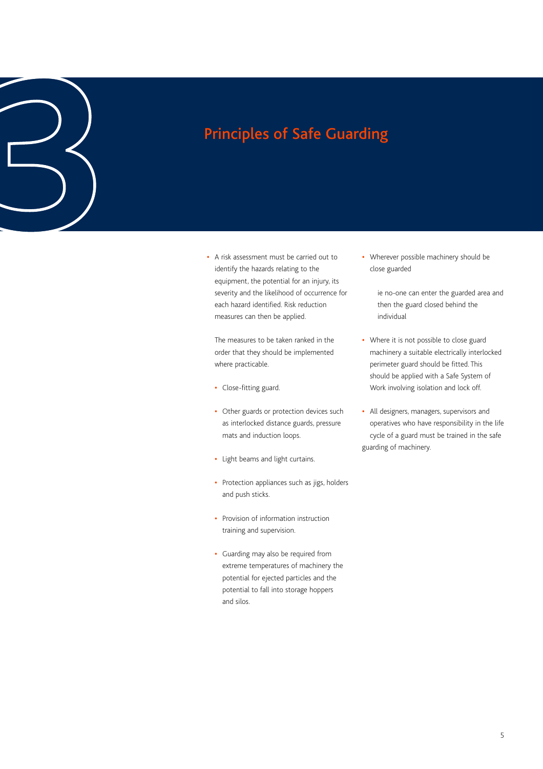# 3 Principles of Safe Guarding

- A risk assessment must be carried out to identify the hazards relating to the equipment, the potential for an injury, its severity and the likelihood of occurrence for each hazard identified. Risk reduction measures can then be applied.

  The measures to be taken ranked in the order that they should be implemented where practicable.

  - Close-fitting guard.
  - Other guards or protection devices such as interlocked distance guards, pressure mats and induction loops.
  - Light beams and light curtains.
  - Protection appliances such as jigs, holders and push sticks.
  - Provision of information instruction training and supervision.
  - Guarding may also be required from extreme temperatures of machinery the potential for ejected particles and the potential to fall into storage hoppers and silos.

- Wherever possible machinery should be close guarded

  ie no-one can enter the guarded area and then the guard closed behind the individual

- Where it is not possible to close guard machinery a suitable electrically interlocked perimeter guard should be fitted. This should be applied with a Safe System of Work involving isolation and lock off.

- All designers, managers, supervisors and operatives who have responsibility in the life cycle of a guard must be trained in the safe guarding of machinery.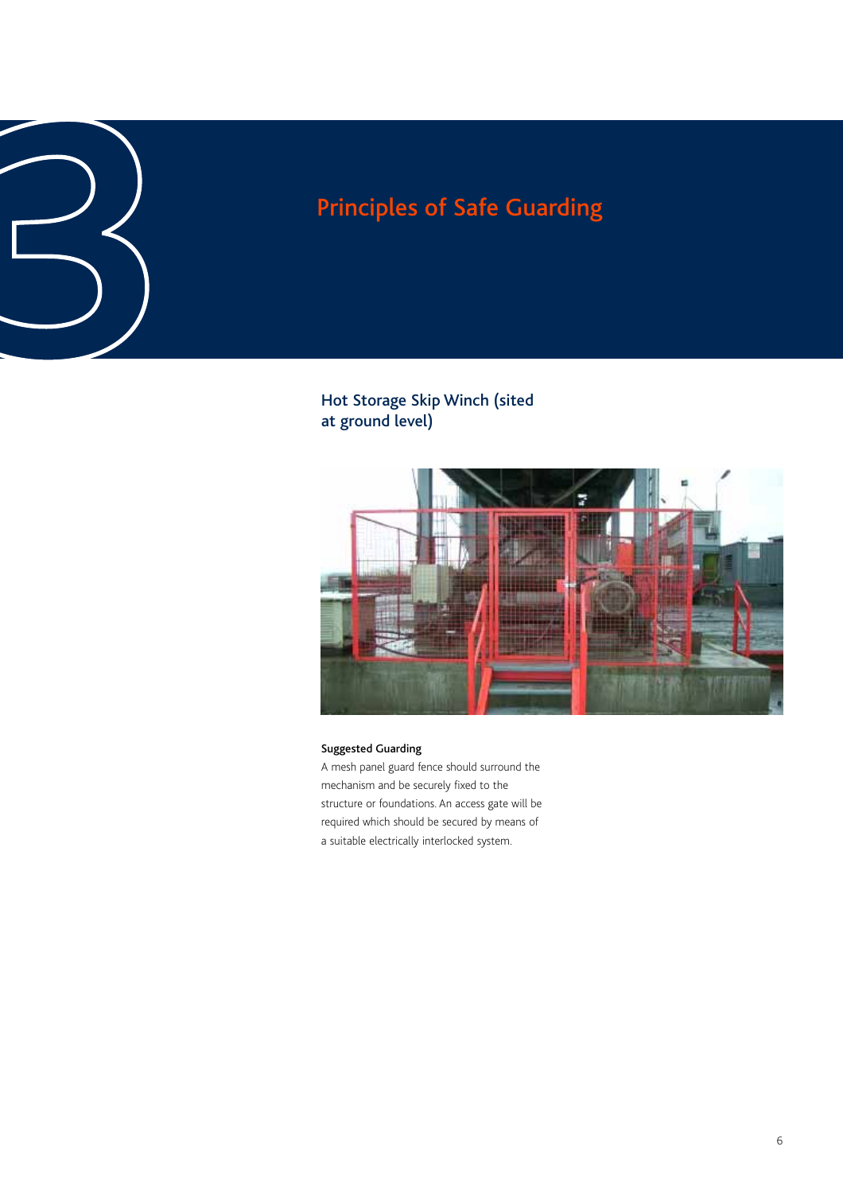# 3 Principles of Safe Guarding

## Hot Storage Skip Winch (sited at ground level)

**Suggested Guarding**

A mesh panel guard fence should surround the mechanism and be securely fixed to the structure or foundations. An access gate will be required which should be secured by means of a suitable electrically interlocked system.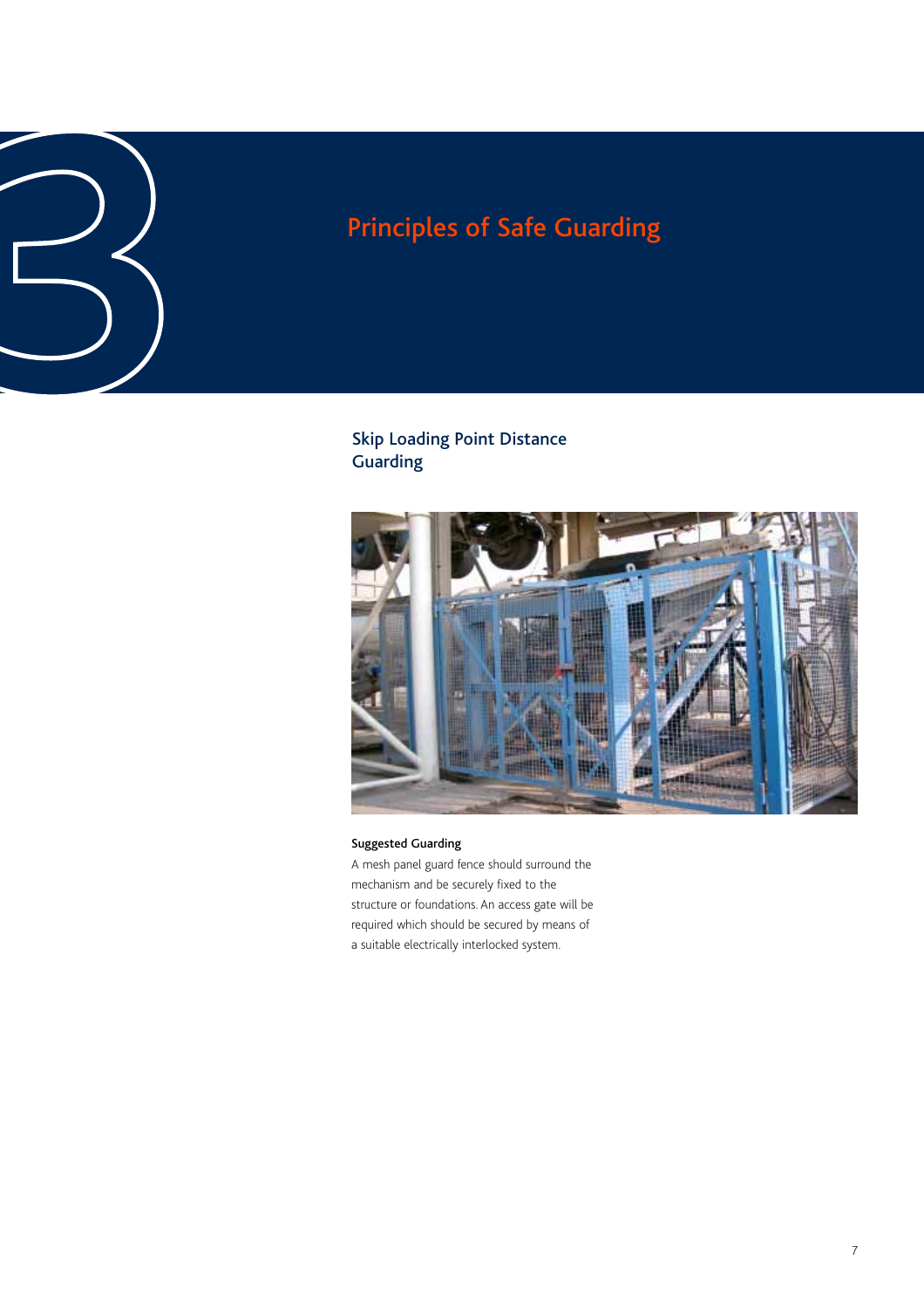# Principles of Safe Guarding

## Skip Loading Point Distance Guarding

**Suggested Guarding**

A mesh panel guard fence should surround the mechanism and be securely fixed to the structure or foundations. An access gate will be required which should be secured by means of a suitable electrically interlocked system.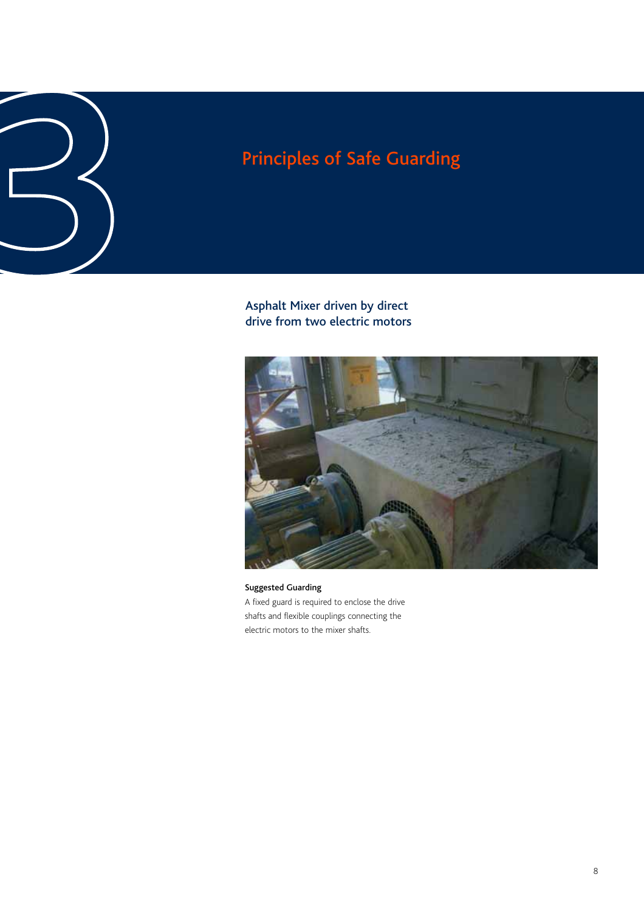# 3 Principles of Safe Guarding

## Asphalt Mixer driven by direct drive from two electric motors

**Suggested Guarding**

A fixed guard is required to enclose the drive shafts and flexible couplings connecting the electric motors to the mixer shafts.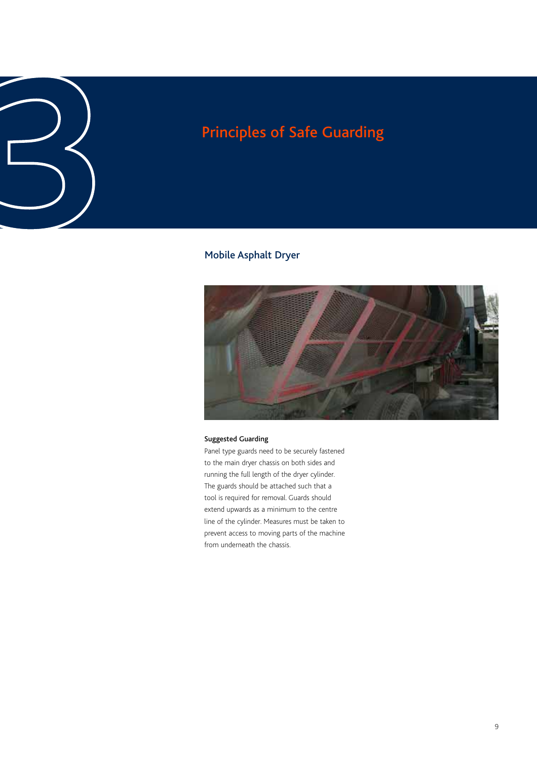# 3 Principles of Safe Guarding

## Mobile Asphalt Dryer

**Suggested Guarding**

Panel type guards need to be securely fastened to the main dryer chassis on both sides and running the full length of the dryer cylinder. The guards should be attached such that a tool is required for removal. Guards should extend upwards as a minimum to the centre line of the cylinder. Measures must be taken to prevent access to moving parts of the machine from underneath the chassis.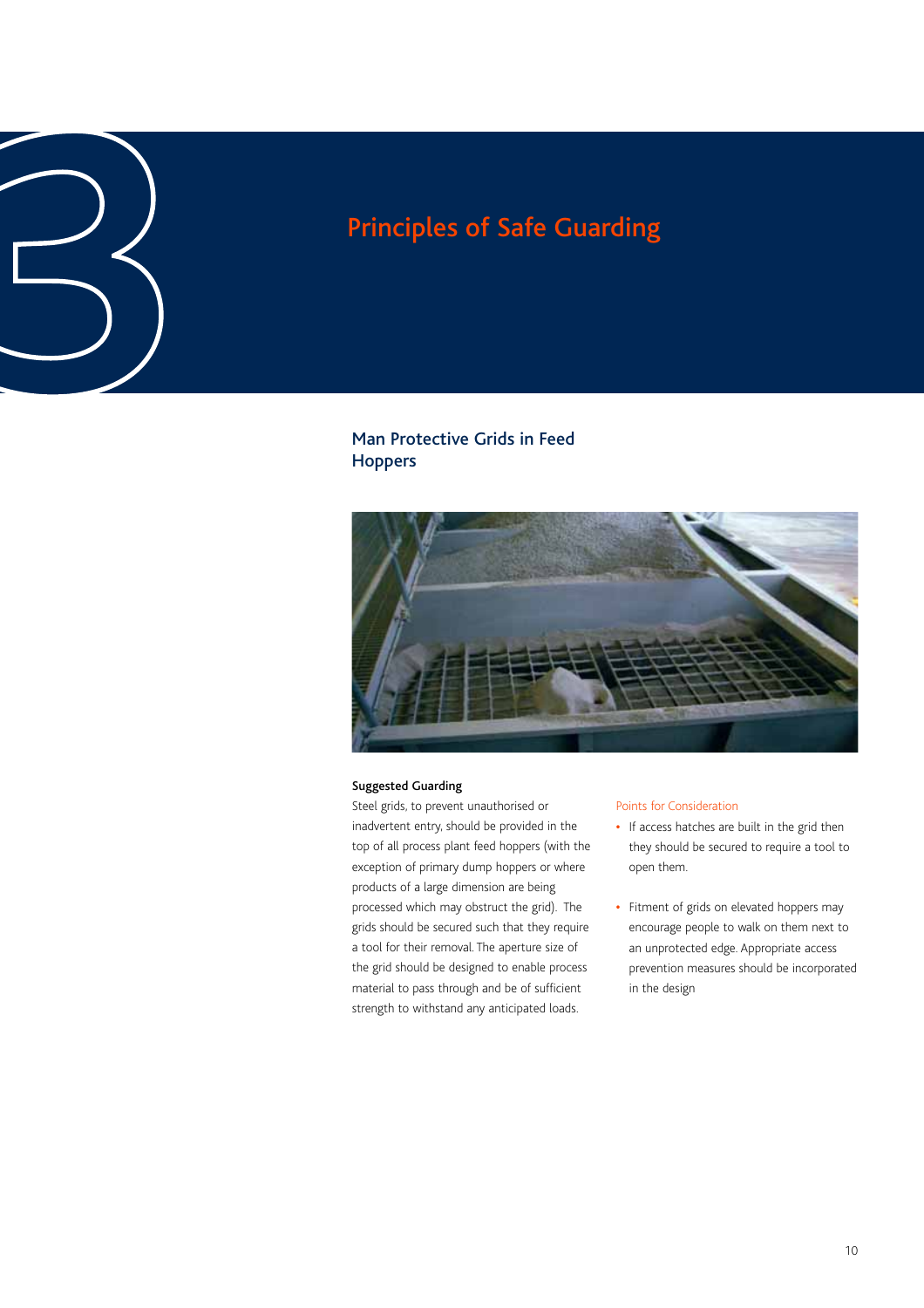# Principles of Safe Guarding

## Man Protective Grids in Feed Hoppers

**Suggested Guarding**

Steel grids, to prevent unauthorised or inadvertent entry, should be provided in the top of all process plant feed hoppers (with the exception of primary dump hoppers or where products of a large dimension are being processed which may obstruct the grid). The grids should be secured such that they require a tool for their removal. The aperture size of the grid should be designed to enable process material to pass through and be of sufficient strength to withstand any anticipated loads.

Points for Consideration

- If access hatches are built in the grid then they should be secured to require a tool to open them.
- Fitment of grids on elevated hoppers may encourage people to walk on them next to an unprotected edge. Appropriate access prevention measures should be incorporated in the design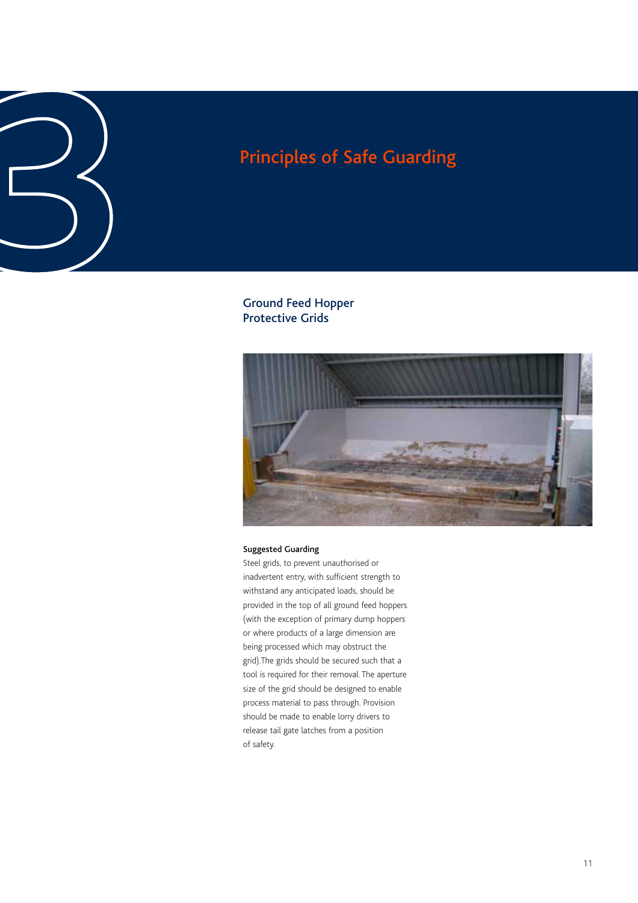# 3 Principles of Safe Guarding

## Ground Feed Hopper Protective Grids

### Suggested Guarding

Steel grids, to prevent unauthorised or inadvertent entry, with sufficient strength to withstand any anticipated loads, should be provided in the top of all ground feed hoppers (with the exception of primary dump hoppers or where products of a large dimension are being processed which may obstruct the grid).The grids should be secured such that a tool is required for their removal. The aperture size of the grid should be designed to enable process material to pass through. Provision should be made to enable lorry drivers to release tail gate latches from a position of safety.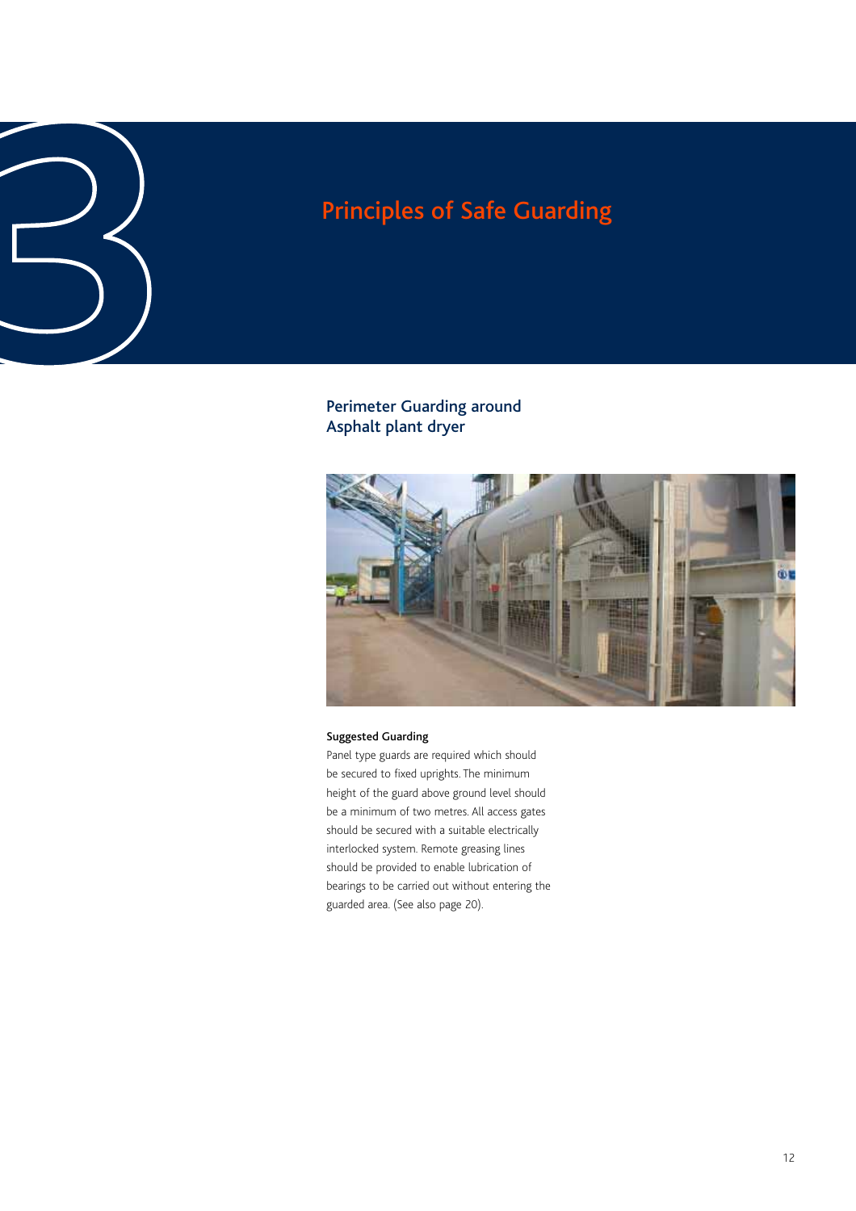# 3 Principles of Safe Guarding

## Perimeter Guarding around Asphalt plant dryer

**Suggested Guarding**

Panel type guards are required which should be secured to fixed uprights. The minimum height of the guard above ground level should be a minimum of two metres. All access gates should be secured with a suitable electrically interlocked system. Remote greasing lines should be provided to enable lubrication of bearings to be carried out without entering the guarded area. (See also page 20).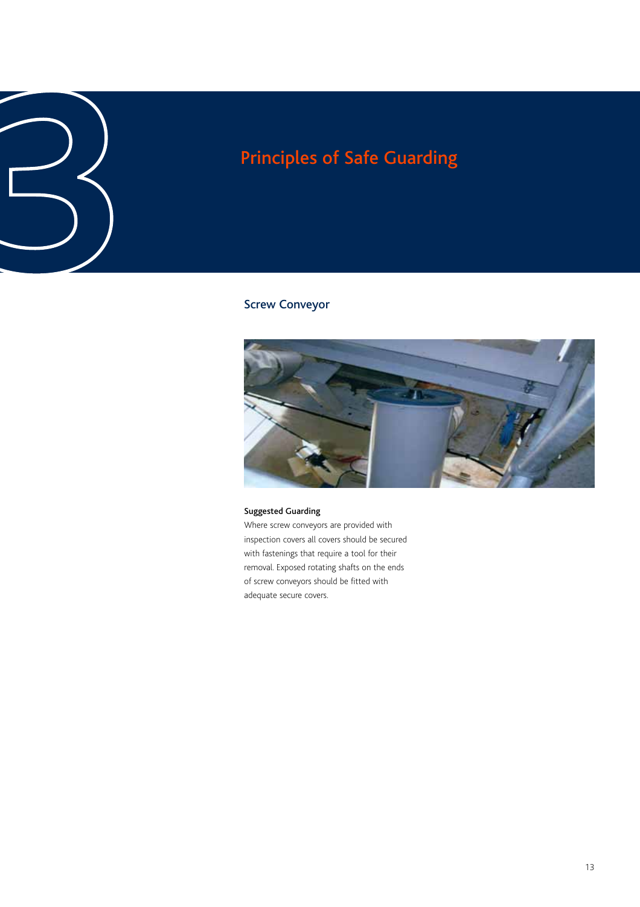# Principles of Safe Guarding

## Screw Conveyor

**Suggested Guarding**

Where screw conveyors are provided with inspection covers all covers should be secured with fastenings that require a tool for their removal. Exposed rotating shafts on the ends of screw conveyors should be fitted with adequate secure covers.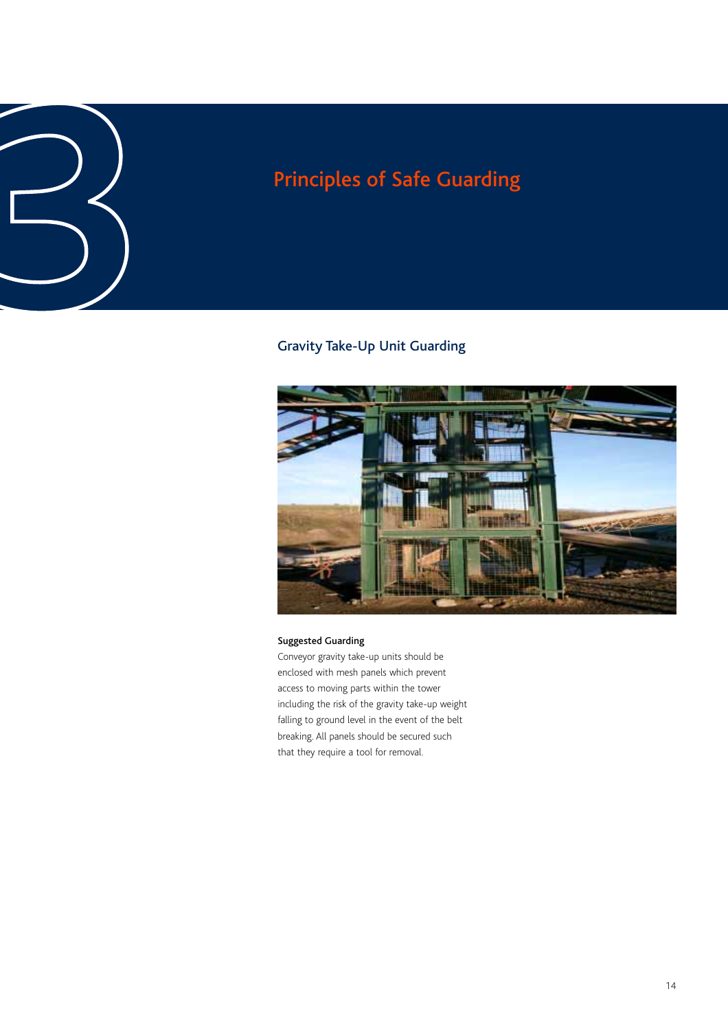# 3 Principles of Safe Guarding

## Gravity Take-Up Unit Guarding

**Suggested Guarding**

Conveyor gravity take-up units should be enclosed with mesh panels which prevent access to moving parts within the tower including the risk of the gravity take-up weight falling to ground level in the event of the belt breaking. All panels should be secured such that they require a tool for removal.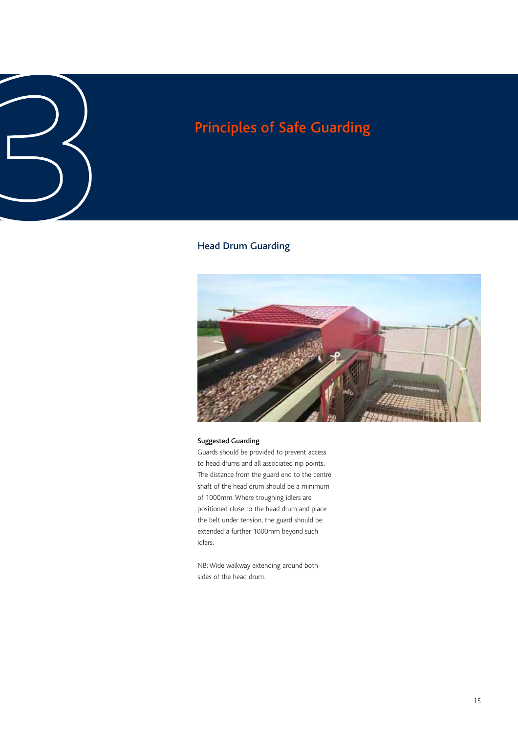# Principles of Safe Guarding

## Head Drum Guarding

**Suggested Guarding**

Guards should be provided to prevent access to head drums and all associated nip points. The distance from the guard end to the centre shaft of the head drum should be a minimum of 1000mm. Where troughing idlers are positioned close to the head drum and place the belt under tension, the guard should be extended a further 1000mm beyond such idlers.

NB: Wide walkway extending around both sides of the head drum.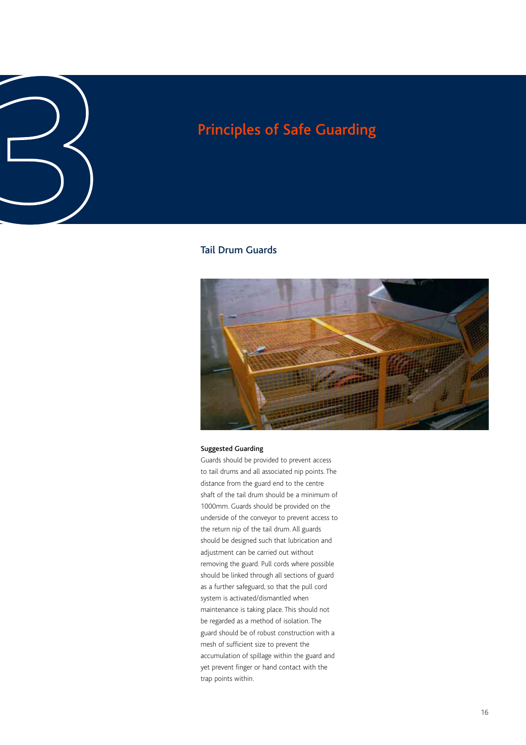# Principles of Safe Guarding

## Tail Drum Guards

**Suggested Guarding**

Guards should be provided to prevent access to tail drums and all associated nip points. The distance from the guard end to the centre shaft of the tail drum should be a minimum of 1000mm. Guards should be provided on the underside of the conveyor to prevent access to the return nip of the tail drum. All guards should be designed such that lubrication and adjustment can be carried out without removing the guard. Pull cords where possible should be linked through all sections of guard as a further safeguard, so that the pull cord system is activated/dismantled when maintenance is taking place. This should not be regarded as a method of isolation. The guard should be of robust construction with a mesh of sufficient size to prevent the accumulation of spillage within the guard and yet prevent finger or hand contact with the trap points within.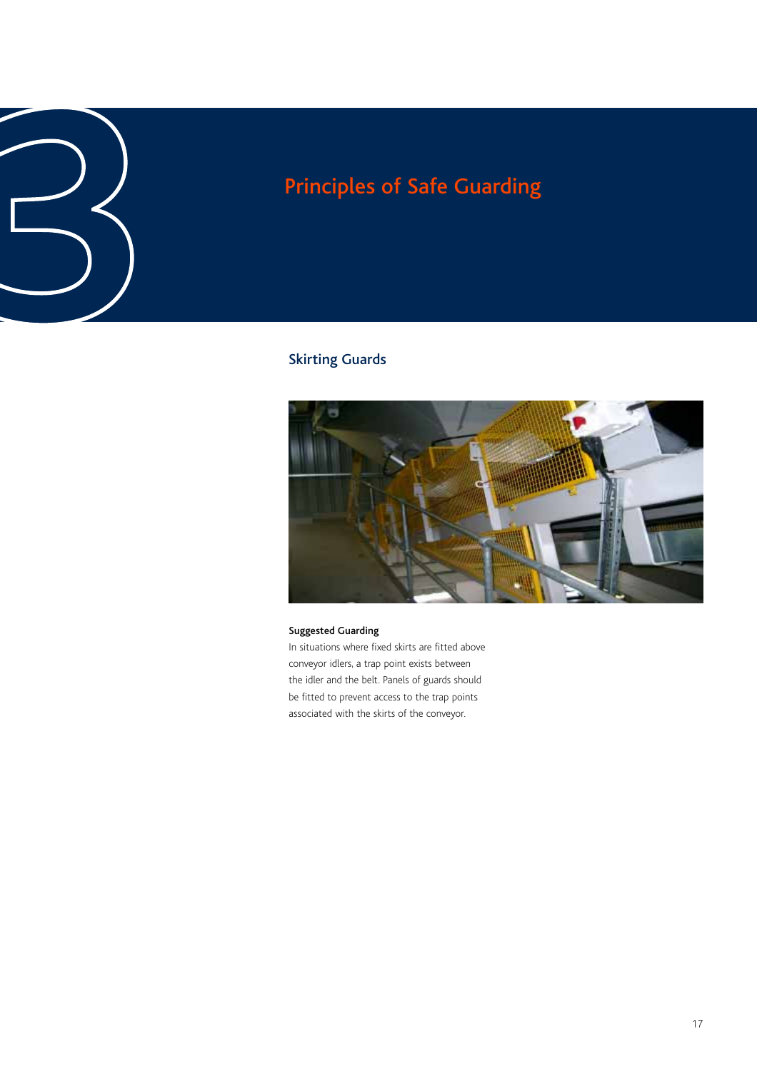# Principles of Safe Guarding

## Skirting Guards

**Suggested Guarding**

In situations where fixed skirts are fitted above conveyor idlers, a trap point exists between the idler and the belt. Panels of guards should be fitted to prevent access to the trap points associated with the skirts of the conveyor.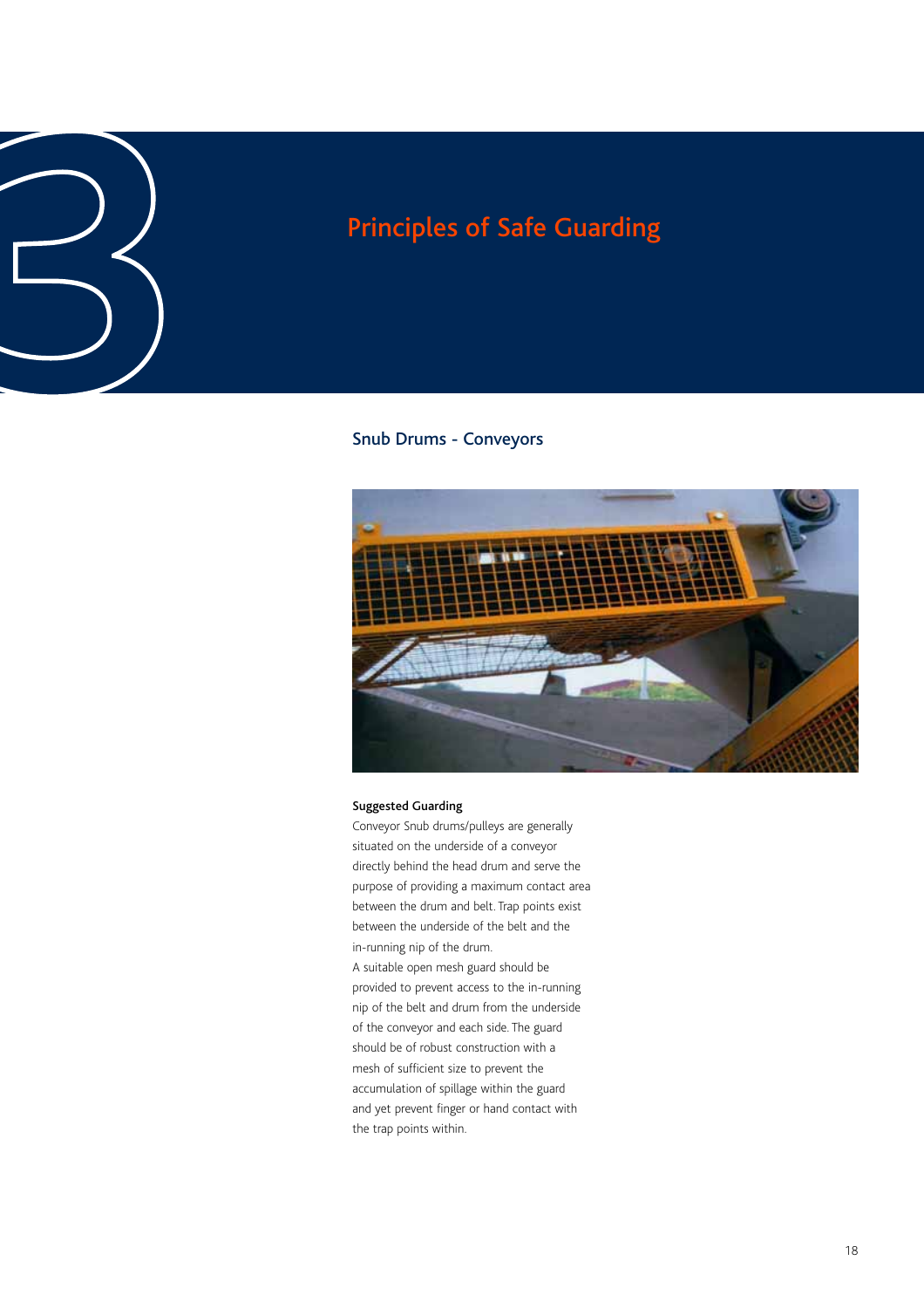# Principles of Safe Guarding

## Snub Drums - Conveyors

**Suggested Guarding**

Conveyor Snub drums/pulleys are generally situated on the underside of a conveyor directly behind the head drum and serve the purpose of providing a maximum contact area between the drum and belt. Trap points exist between the underside of the belt and the in-running nip of the drum.

A suitable open mesh guard should be provided to prevent access to the in-running nip of the belt and drum from the underside of the conveyor and each side. The guard should be of robust construction with a mesh of sufficient size to prevent the accumulation of spillage within the guard and yet prevent finger or hand contact with the trap points within.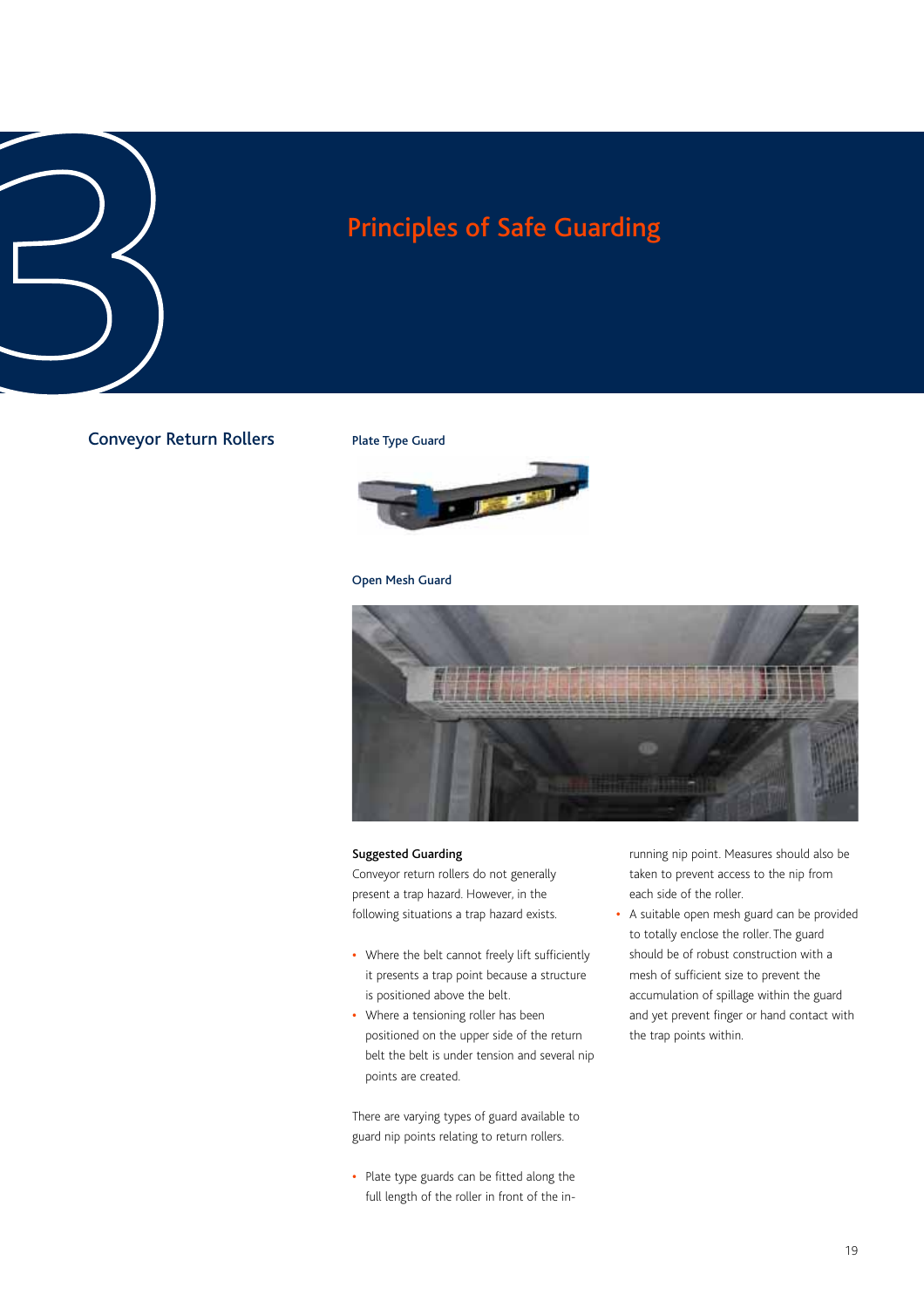# Principles of Safe Guarding

## Conveyor Return Rollers

**Plate Type Guard**

**Open Mesh Guard**

### Suggested Guarding

Conveyor return rollers do not generally present a trap hazard. However, in the following situations a trap hazard exists.

- Where the belt cannot freely lift sufficiently it presents a trap point because a structure is positioned above the belt.
- Where a tensioning roller has been positioned on the upper side of the return belt the belt is under tension and several nip points are created.

There are varying types of guard available to guard nip points relating to return rollers.

- Plate type guards can be fitted along the full length of the roller in front of the in-running nip point. Measures should also be taken to prevent access to the nip from each side of the roller.
- A suitable open mesh guard can be provided to totally enclose the roller. The guard should be of robust construction with a mesh of sufficient size to prevent the accumulation of spillage within the guard and yet prevent finger or hand contact with the trap points within.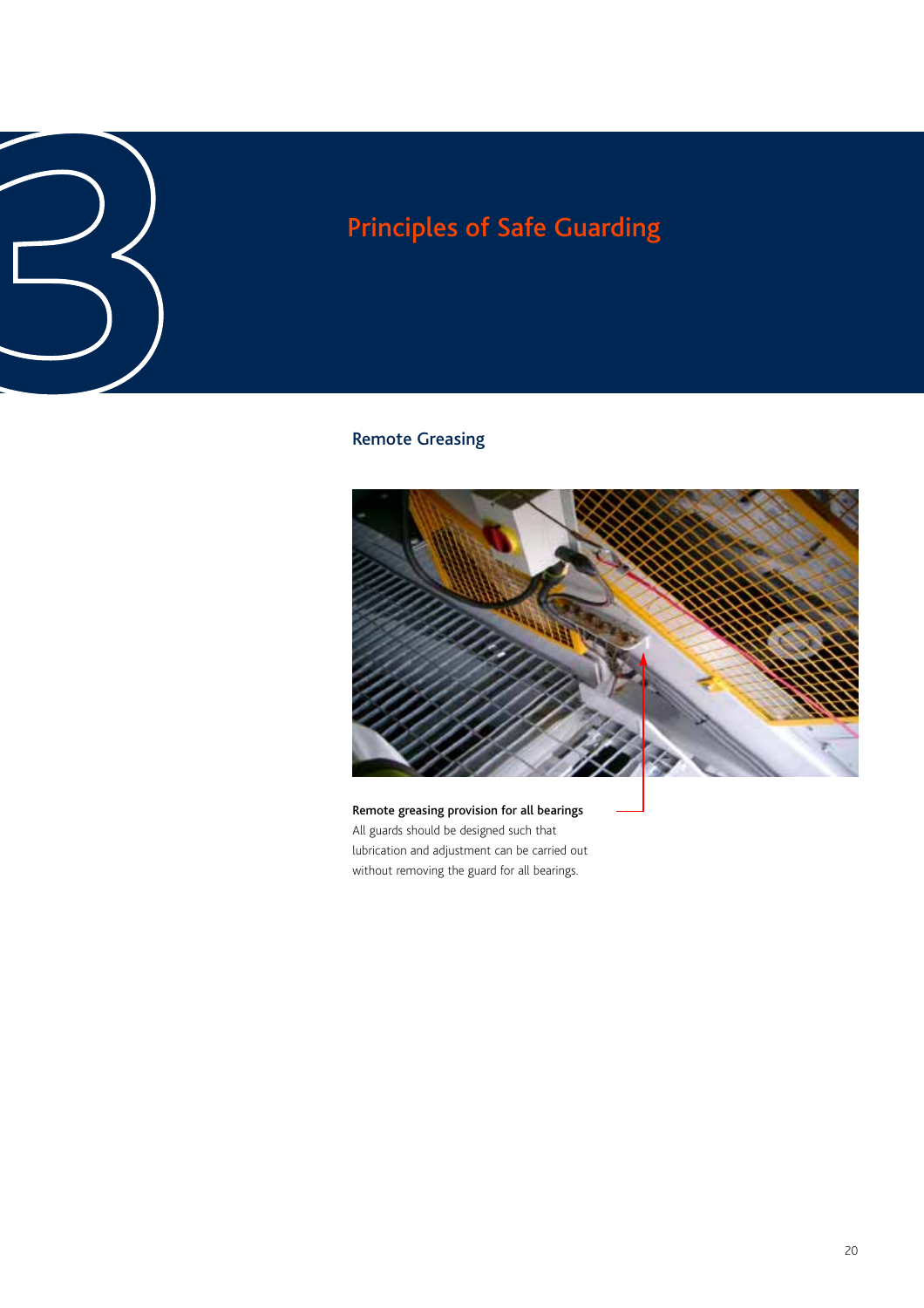# Principles of Safe Guarding

## Remote Greasing

**Remote greasing provision for all bearings**

All guards should be designed such that lubrication and adjustment can be carried out without removing the guard for all bearings.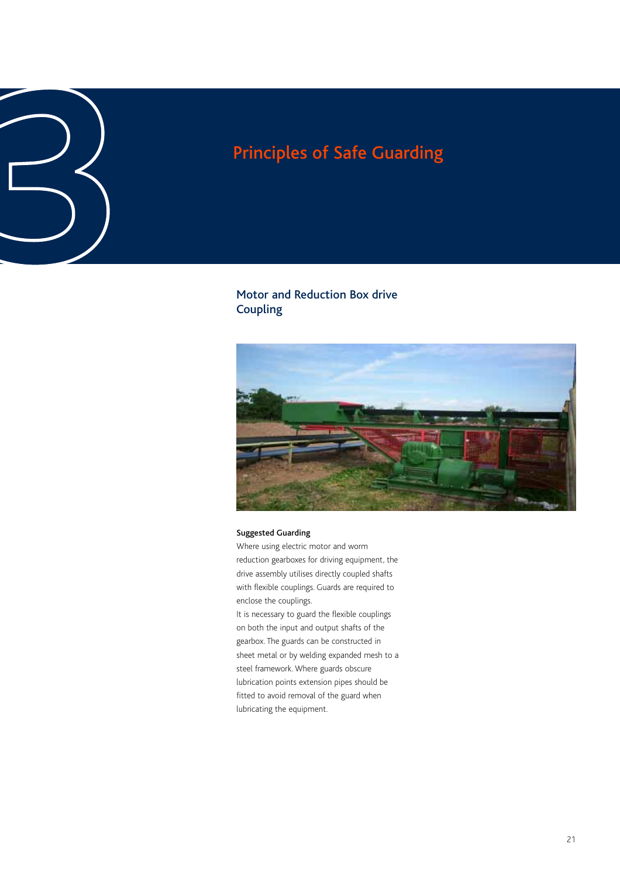# Principles of Safe Guarding

## Motor and Reduction Box drive Coupling

**Suggested Guarding**

Where using electric motor and worm reduction gearboxes for driving equipment, the drive assembly utilises directly coupled shafts with flexible couplings. Guards are required to enclose the couplings.

It is necessary to guard the flexible couplings on both the input and output shafts of the gearbox. The guards can be constructed in sheet metal or by welding expanded mesh to a steel framework. Where guards obscure lubrication points extension pipes should be fitted to avoid removal of the guard when lubricating the equipment.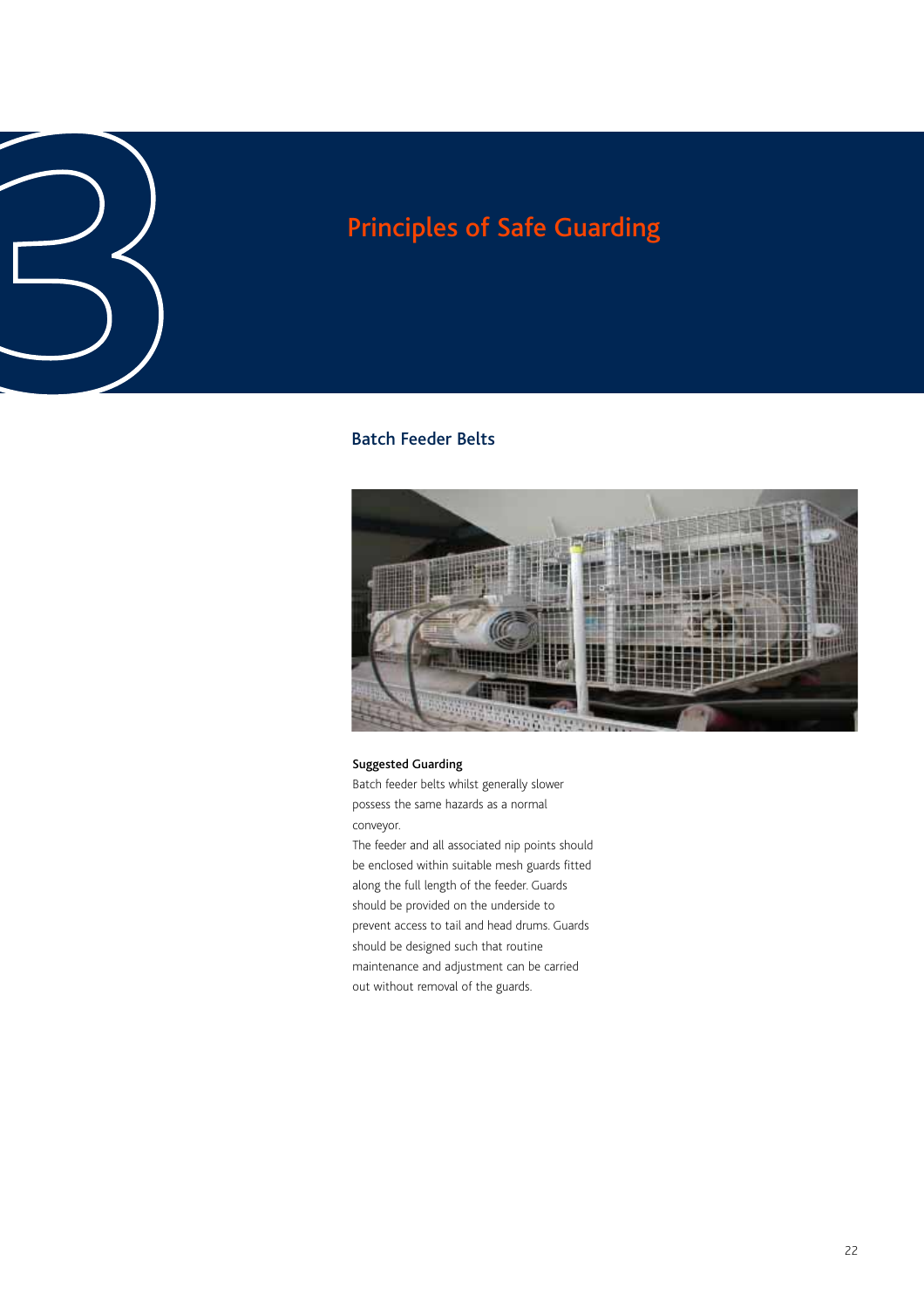# Principles of Safe Guarding

## Batch Feeder Belts

**Suggested Guarding**

Batch feeder belts whilst generally slower possess the same hazards as a normal conveyor.

The feeder and all associated nip points should be enclosed within suitable mesh guards fitted along the full length of the feeder. Guards should be provided on the underside to prevent access to tail and head drums. Guards should be designed such that routine maintenance and adjustment can be carried out without removal of the guards.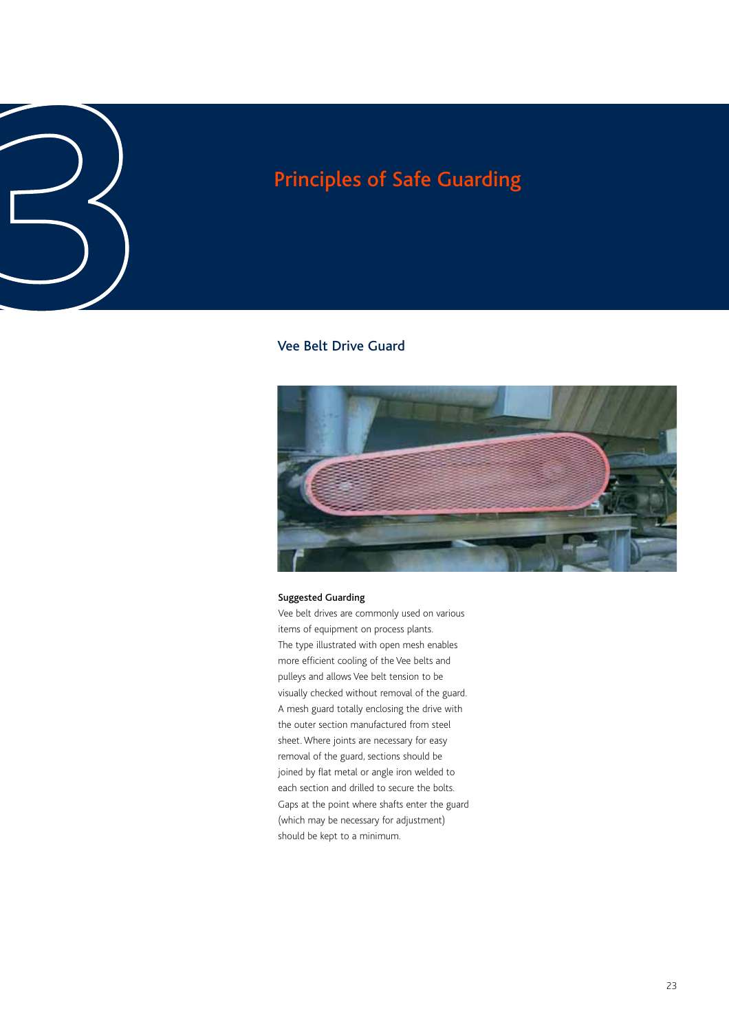# Principles of Safe Guarding

## Vee Belt Drive Guard

**Suggested Guarding**

Vee belt drives are commonly used on various items of equipment on process plants. The type illustrated with open mesh enables more efficient cooling of the Vee belts and pulleys and allows Vee belt tension to be visually checked without removal of the guard. A mesh guard totally enclosing the drive with the outer section manufactured from steel sheet. Where joints are necessary for easy removal of the guard, sections should be joined by flat metal or angle iron welded to each section and drilled to secure the bolts. Gaps at the point where shafts enter the guard (which may be necessary for adjustment) should be kept to a minimum.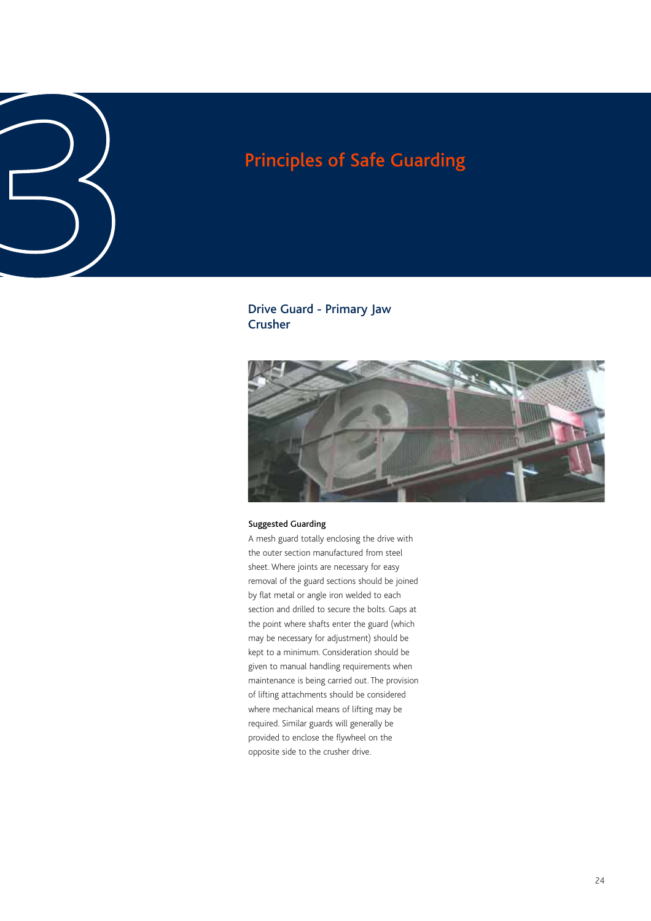# Principles of Safe Guarding

## Drive Guard - Primary Jaw Crusher

**Suggested Guarding**

A mesh guard totally enclosing the drive with the outer section manufactured from steel sheet. Where joints are necessary for easy removal of the guard sections should be joined by flat metal or angle iron welded to each section and drilled to secure the bolts. Gaps at the point where shafts enter the guard (which may be necessary for adjustment) should be kept to a minimum. Consideration should be given to manual handling requirements when maintenance is being carried out. The provision of lifting attachments should be considered where mechanical means of lifting may be required. Similar guards will generally be provided to enclose the flywheel on the opposite side to the crusher drive.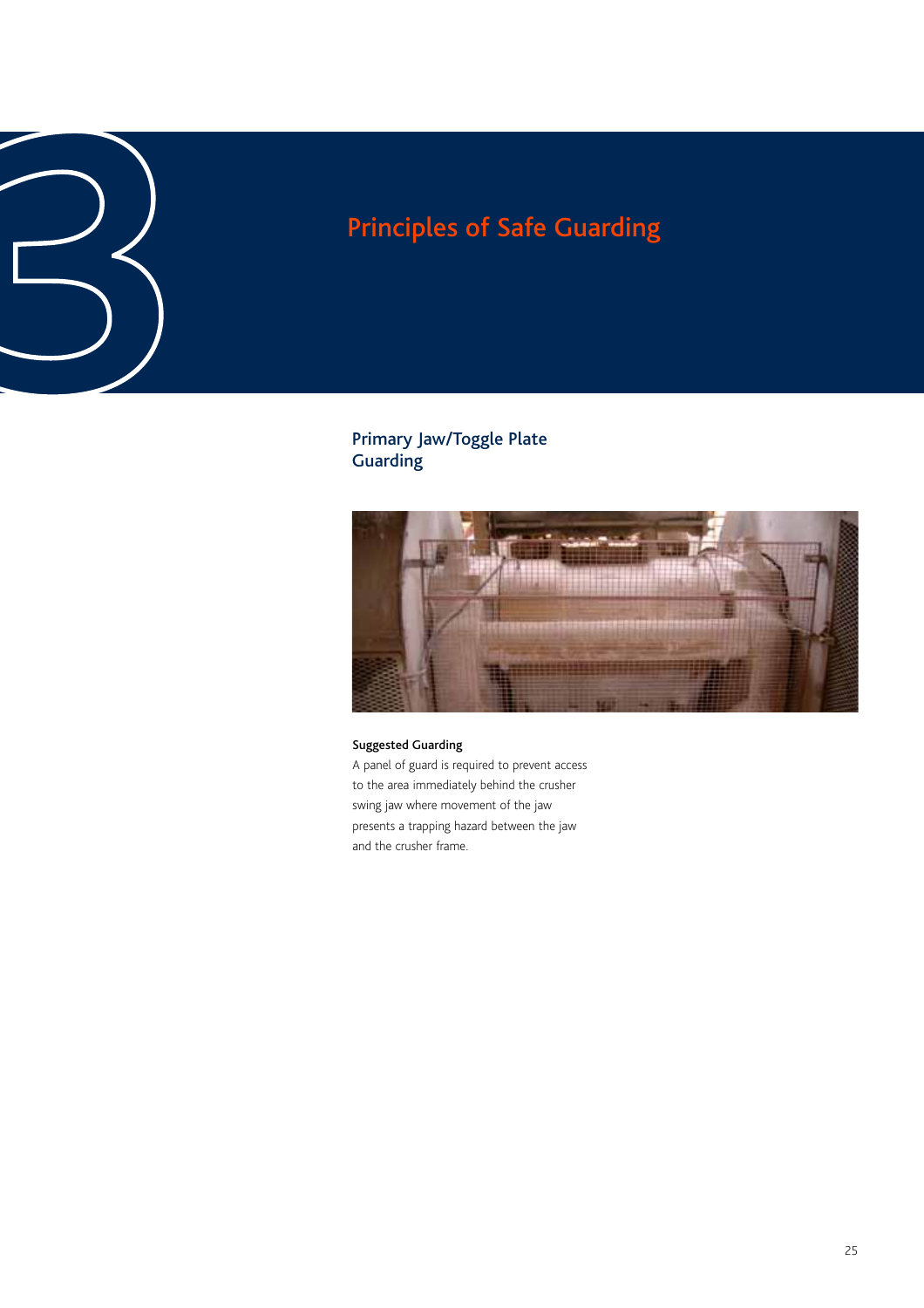# Principles of Safe Guarding

## Primary Jaw/Toggle Plate Guarding

**Suggested Guarding**

A panel of guard is required to prevent access to the area immediately behind the crusher swing jaw where movement of the jaw presents a trapping hazard between the jaw and the crusher frame.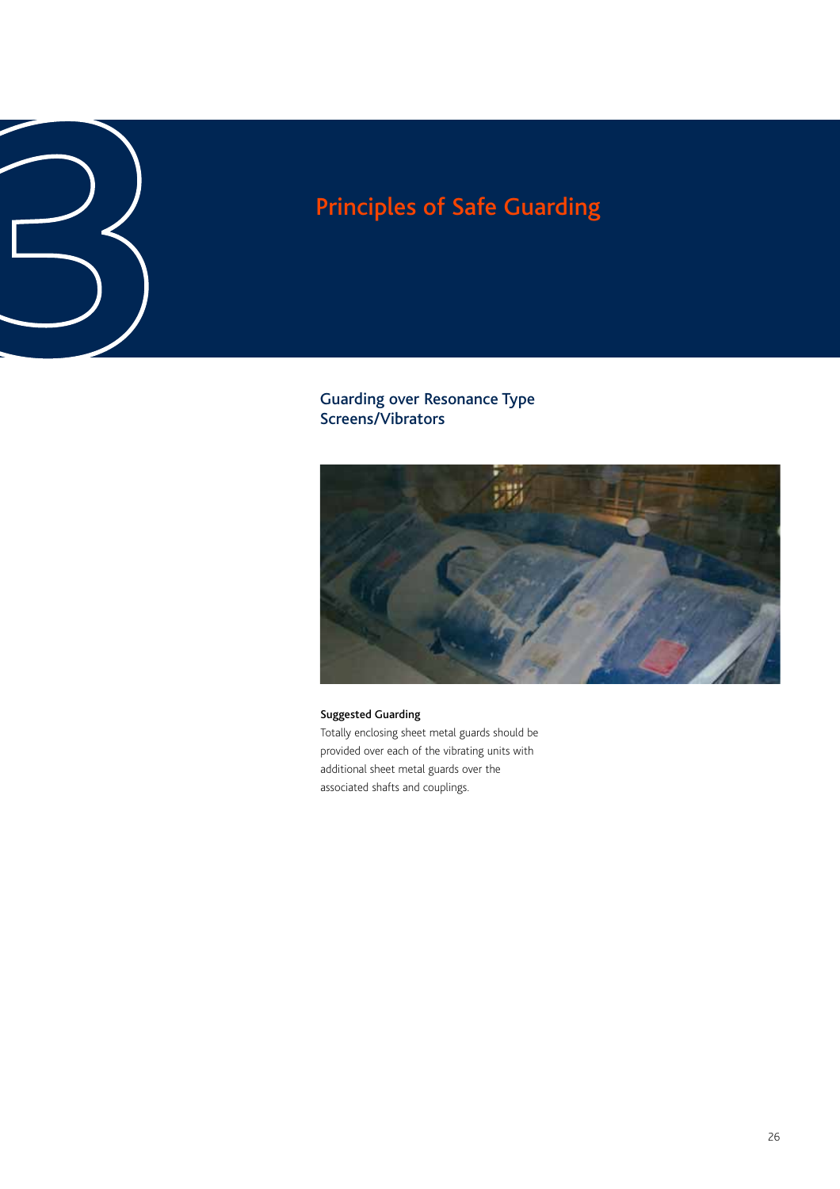# Principles of Safe Guarding

## Guarding over Resonance Type Screens/Vibrators

**Suggested Guarding**

Totally enclosing sheet metal guards should be provided over each of the vibrating units with additional sheet metal guards over the associated shafts and couplings.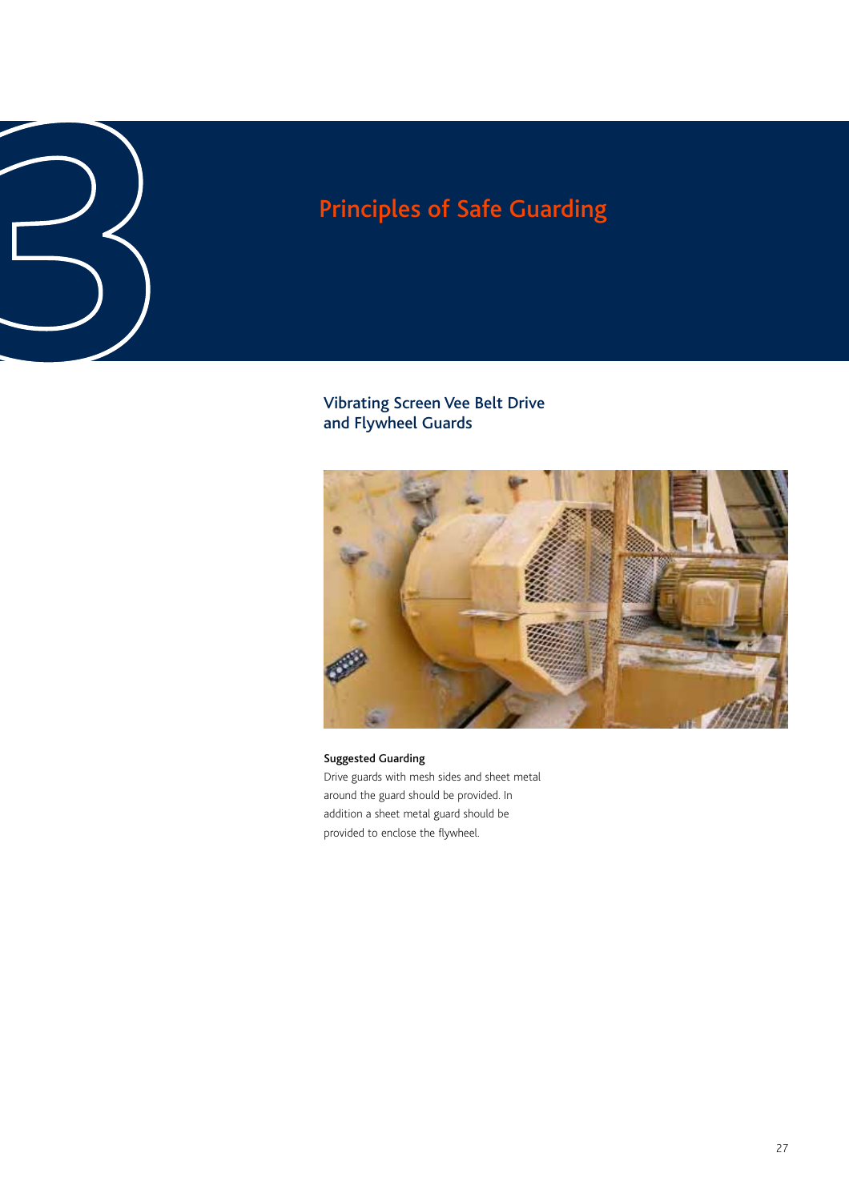# Principles of Safe Guarding

## Vibrating Screen Vee Belt Drive and Flywheel Guards

**Suggested Guarding**

Drive guards with mesh sides and sheet metal around the guard should be provided. In addition a sheet metal guard should be provided to enclose the flywheel.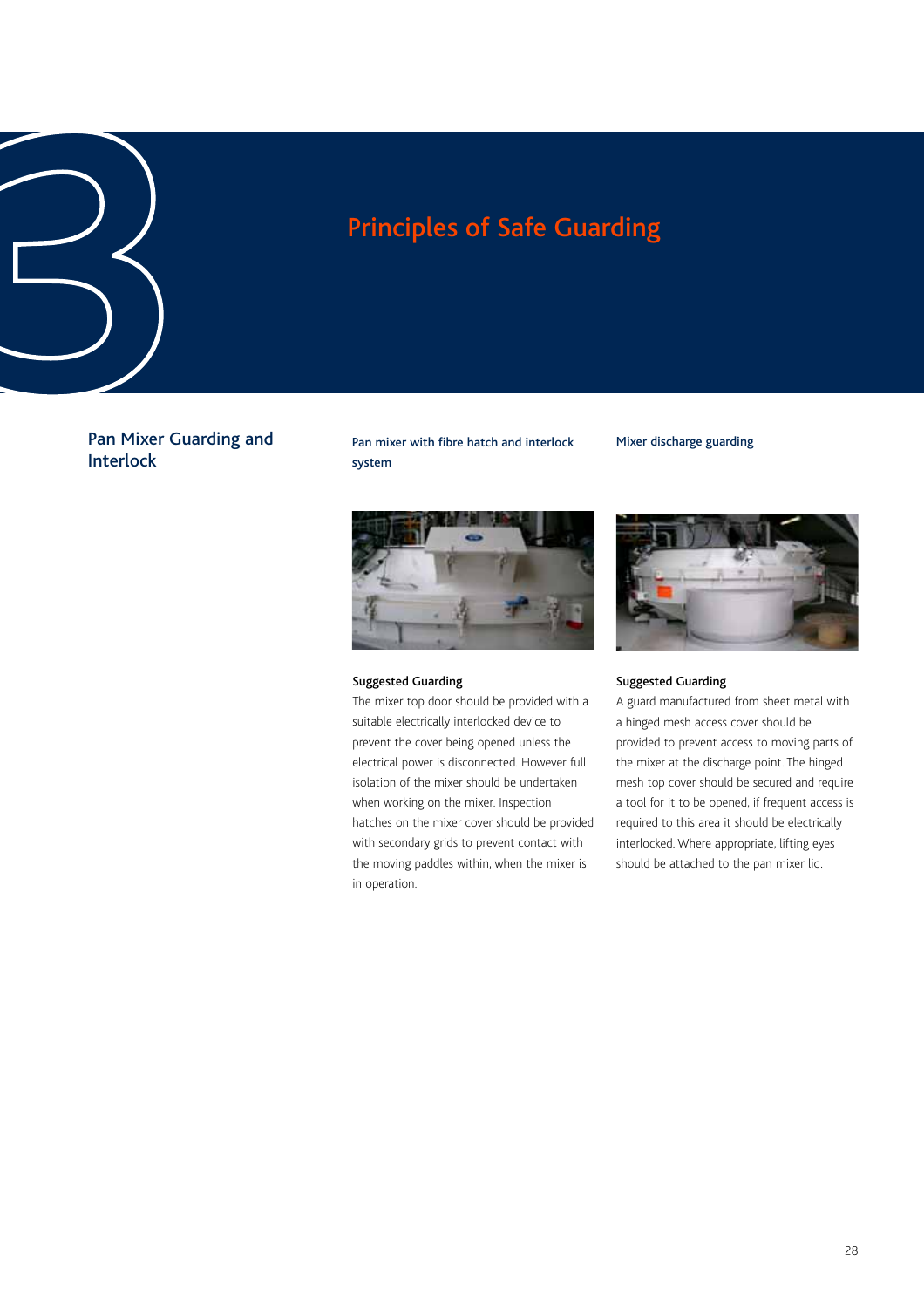# Principles of Safe Guarding

## Pan Mixer Guarding and Interlock

### Pan mixer with fibre hatch and interlock system

**Suggested Guarding**

The mixer top door should be provided with a suitable electrically interlocked device to prevent the cover being opened unless the electrical power is disconnected. However full isolation of the mixer should be undertaken when working on the mixer. Inspection hatches on the mixer cover should be provided with secondary grids to prevent contact with the moving paddles within, when the mixer is in operation.

### Mixer discharge guarding

**Suggested Guarding**

A guard manufactured from sheet metal with a hinged mesh access cover should be provided to prevent access to moving parts of the mixer at the discharge point. The hinged mesh top cover should be secured and require a tool for it to be opened, if frequent access is required to this area it should be electrically interlocked. Where appropriate, lifting eyes should be attached to the pan mixer lid.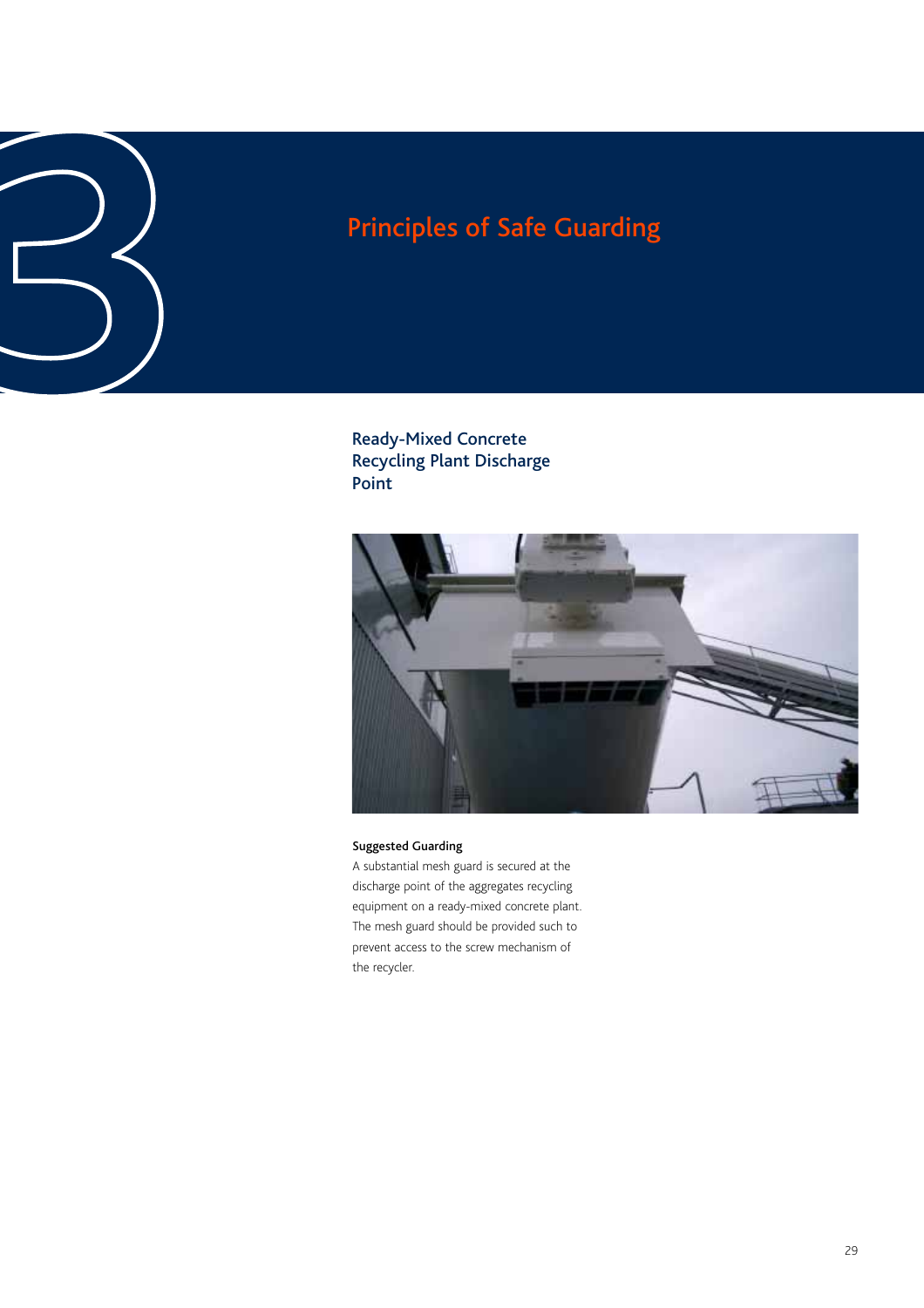# Principles of Safe Guarding

## Ready-Mixed Concrete Recycling Plant Discharge Point

**Suggested Guarding**

A substantial mesh guard is secured at the discharge point of the aggregates recycling equipment on a ready-mixed concrete plant. The mesh guard should be provided such to prevent access to the screw mechanism of the recycler.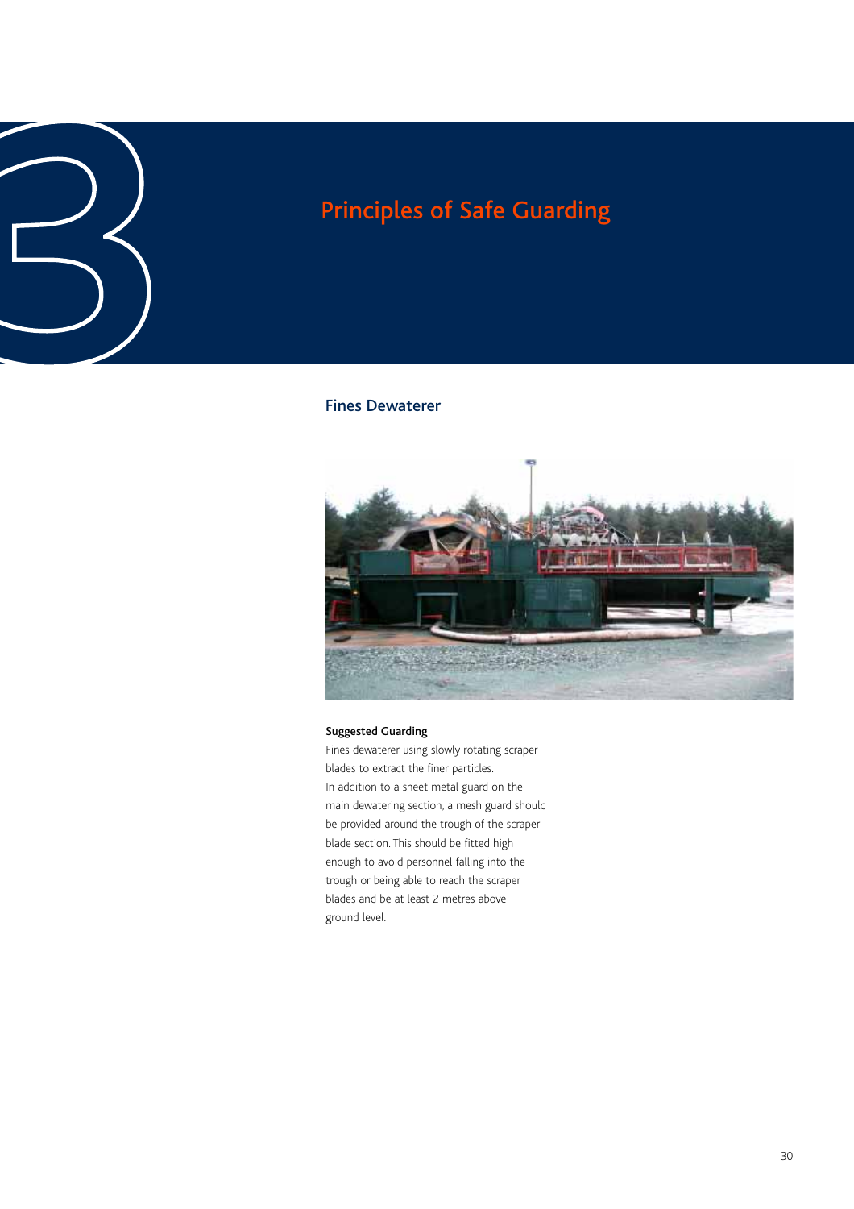# Principles of Safe Guarding

## Fines Dewaterer

**Suggested Guarding**

Fines dewaterer using slowly rotating scraper blades to extract the finer particles.

In addition to a sheet metal guard on the main dewatering section, a mesh guard should be provided around the trough of the scraper blade section. This should be fitted high enough to avoid personnel falling into the trough or being able to reach the scraper blades and be at least 2 metres above ground level.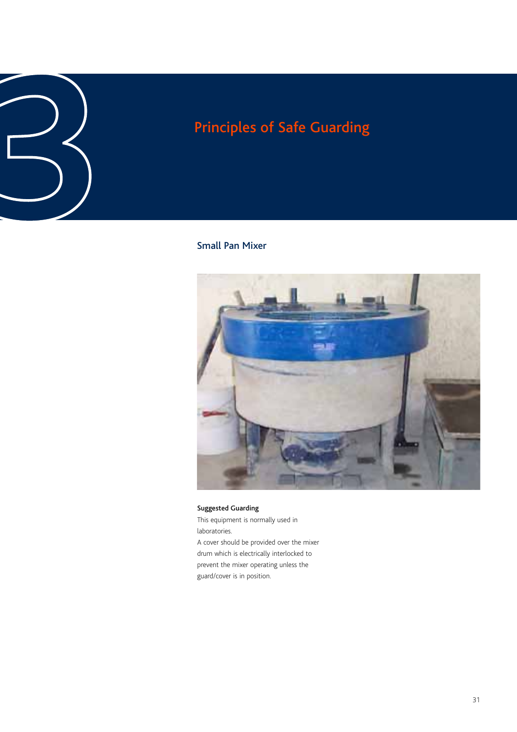# Principles of Safe Guarding

## Small Pan Mixer

**Suggested Guarding**

This equipment is normally used in laboratories.

A cover should be provided over the mixer drum which is electrically interlocked to prevent the mixer operating unless the guard/cover is in position.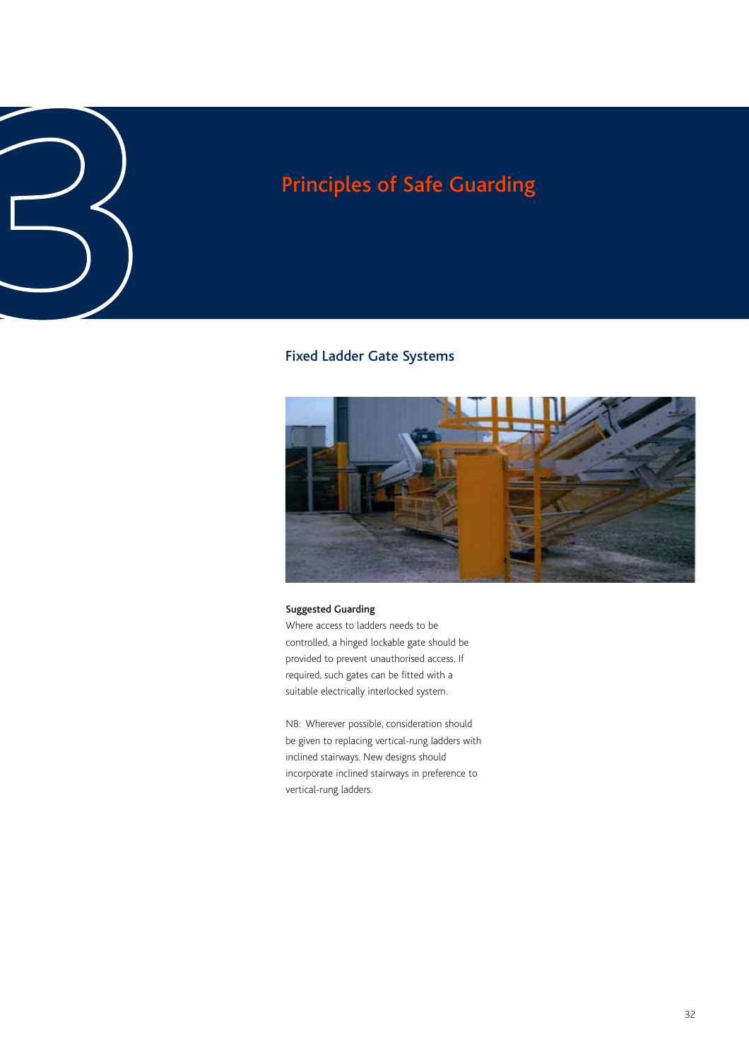# Principles of Safe Guarding

## Fixed Ladder Gate Systems

**Suggested Guarding**

Where access to ladders needs to be controlled, a hinged lockable gate should be provided to prevent unauthorised access. If required, such gates can be fitted with a suitable electrically interlocked system.

NB: Wherever possible, consideration should be given to replacing vertical-rung ladders with inclined stairways. New designs should incorporate inclined stairways in preference to vertical-rung ladders.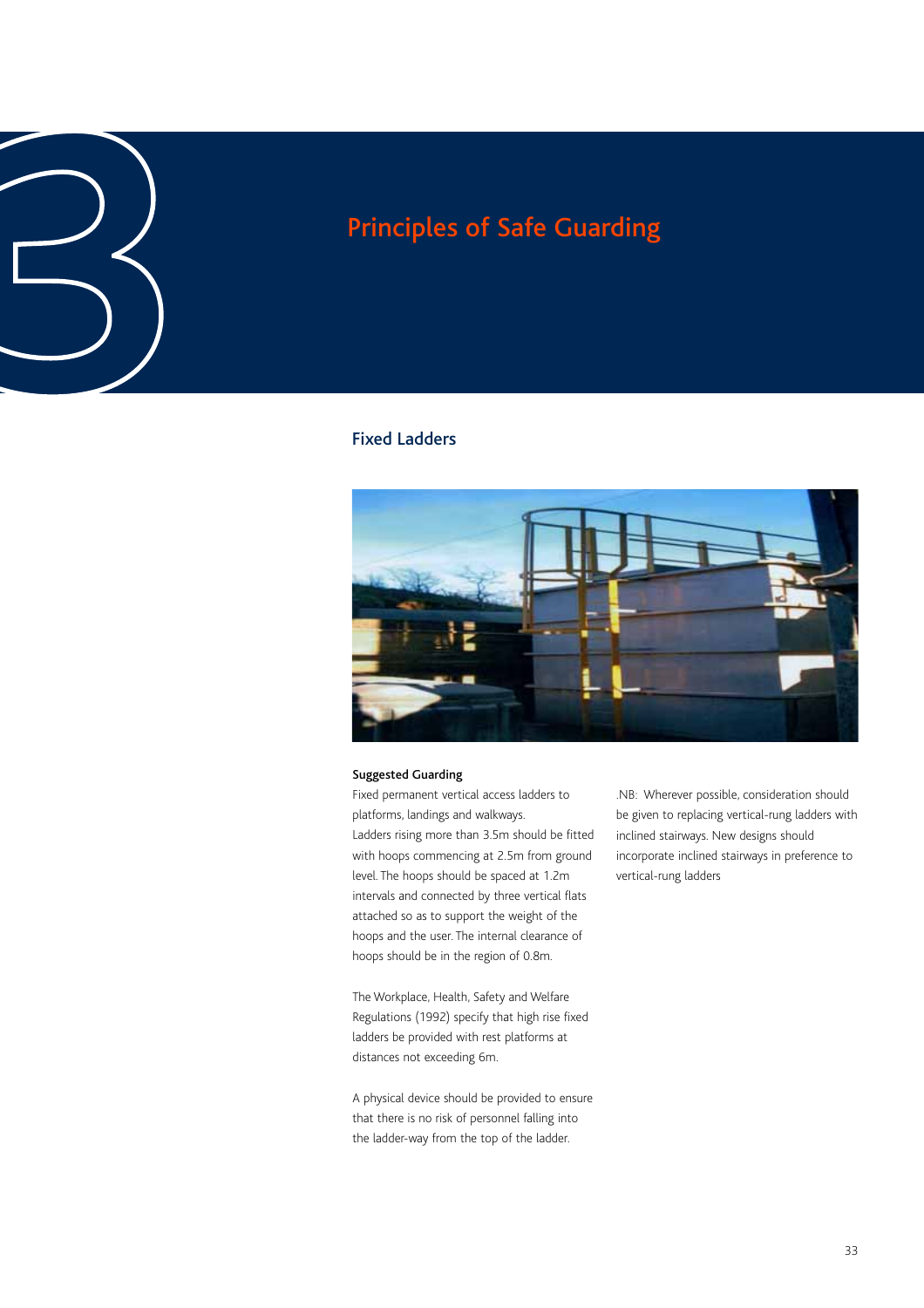# Principles of Safe Guarding

## Fixed Ladders

**Suggested Guarding**

Fixed permanent vertical access ladders to platforms, landings and walkways.

Ladders rising more than 3.5m should be fitted with hoops commencing at 2.5m from ground level. The hoops should be spaced at 1.2m intervals and connected by three vertical flats attached so as to support the weight of the hoops and the user. The internal clearance of hoops should be in the region of 0.8m.

The Workplace, Health, Safety and Welfare Regulations (1992) specify that high rise fixed ladders be provided with rest platforms at distances not exceeding 6m.

A physical device should be provided to ensure that there is no risk of personnel falling into the ladder-way from the top of the ladder.

.NB: Wherever possible, consideration should be given to replacing vertical-rung ladders with inclined stairways. New designs should incorporate inclined stairways in preference to vertical-rung ladders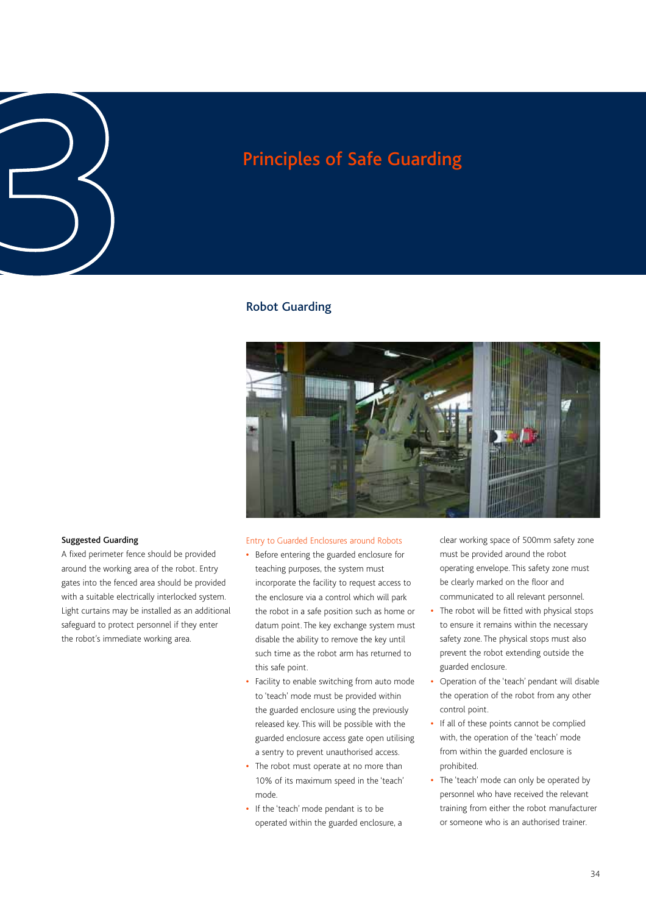# Principles of Safe Guarding

## Robot Guarding

**Suggested Guarding**

A fixed perimeter fence should be provided around the working area of the robot. Entry gates into the fenced area should be provided with a suitable electrically interlocked system. Light curtains may be installed as an additional safeguard to protect personnel if they enter the robot's immediate working area.

### Entry to Guarded Enclosures around Robots

- Before entering the guarded enclosure for teaching purposes, the system must incorporate the facility to request access to the enclosure via a control which will park the robot in a safe position such as home or datum point. The key exchange system must disable the ability to remove the key until such time as the robot arm has returned to this safe point.
- Facility to enable switching from auto mode to 'teach' mode must be provided within the guarded enclosure using the previously released key. This will be possible with the guarded enclosure access gate open utilising a sentry to prevent unauthorised access.
- The robot must operate at no more than 10% of its maximum speed in the 'teach' mode.
- If the 'teach' mode pendant is to be operated within the guarded enclosure, a clear working space of 500mm safety zone must be provided around the robot operating envelope. This safety zone must be clearly marked on the floor and communicated to all relevant personnel.
- The robot will be fitted with physical stops to ensure it remains within the necessary safety zone. The physical stops must also prevent the robot extending outside the guarded enclosure.
- Operation of the 'teach' pendant will disable the operation of the robot from any other control point.
- If all of these points cannot be complied with, the operation of the 'teach' mode from within the guarded enclosure is prohibited.
- The 'teach' mode can only be operated by personnel who have received the relevant training from either the robot manufacturer or someone who is an authorised trainer.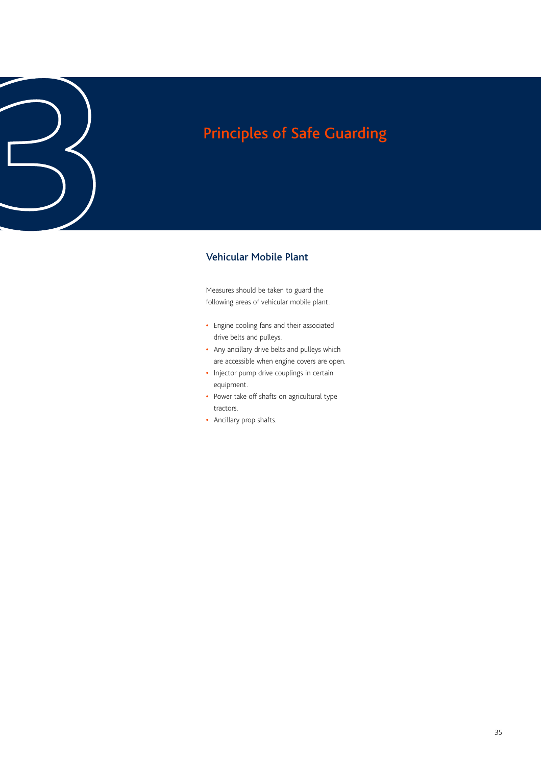# Principles of Safe Guarding

## Vehicular Mobile Plant

Measures should be taken to guard the following areas of vehicular mobile plant.

- Engine cooling fans and their associated drive belts and pulleys.
- Any ancillary drive belts and pulleys which are accessible when engine covers are open.
- Injector pump drive couplings in certain equipment.
- Power take off shafts on agricultural type tractors.
- Ancillary prop shafts.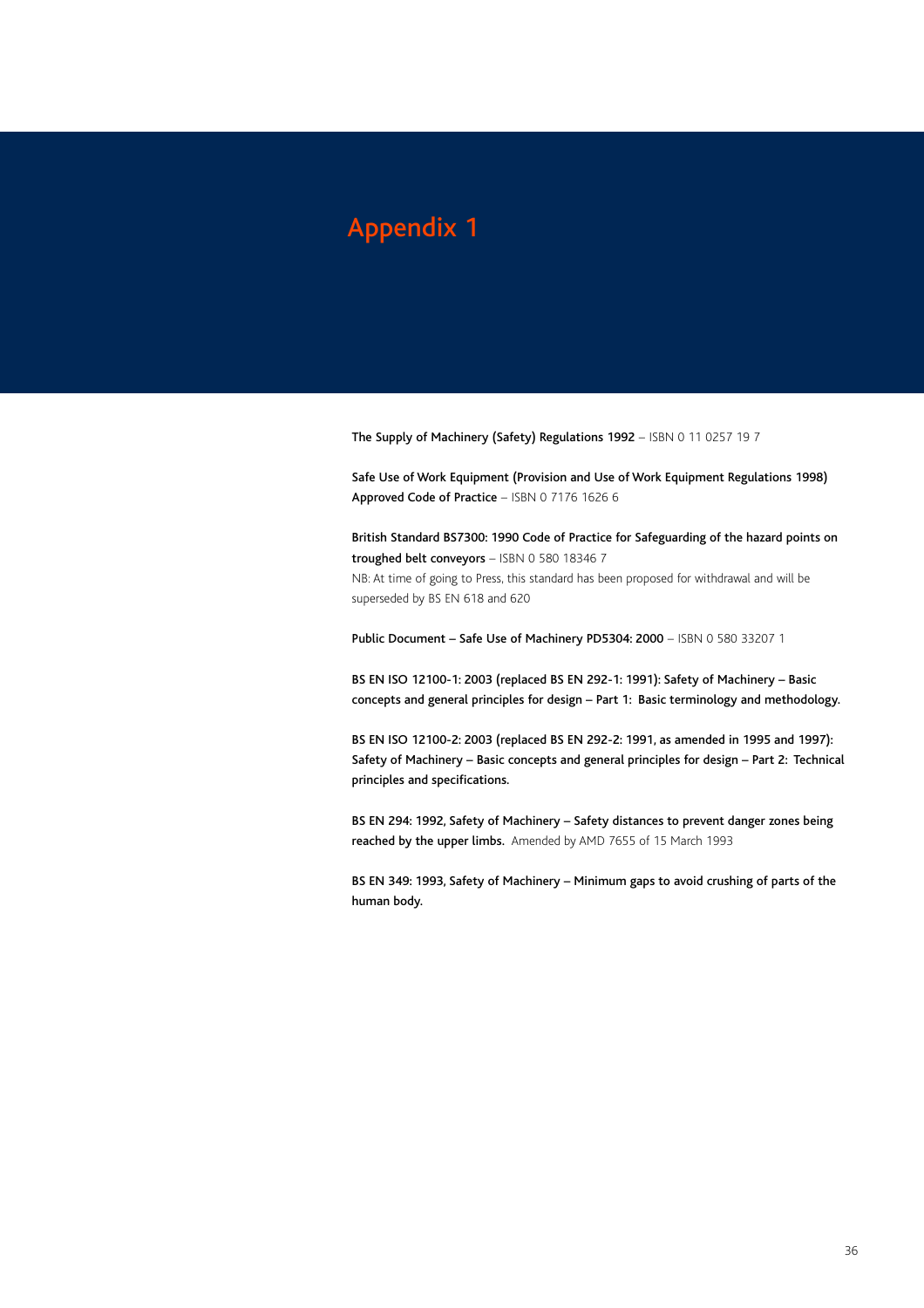# Appendix 1

**The Supply of Machinery (Safety) Regulations 1992** – ISBN 0 11 0257 19 7

**Safe Use of Work Equipment (Provision and Use of Work Equipment Regulations 1998) Approved Code of Practice** – ISBN 0 7176 1626 6

**British Standard BS7300: 1990 Code of Practice for Safeguarding of the hazard points on troughed belt conveyors** – ISBN 0 580 18346 7
NB: At time of going to Press, this standard has been proposed for withdrawal and will be superseded by BS EN 618 and 620

**Public Document – Safe Use of Machinery PD5304: 2000** – ISBN 0 580 33207 1

**BS EN ISO 12100-1: 2003 (replaced BS EN 292-1: 1991): Safety of Machinery – Basic concepts and general principles for design – Part 1: Basic terminology and methodology.**

**BS EN ISO 12100-2: 2003 (replaced BS EN 292-2: 1991, as amended in 1995 and 1997): Safety of Machinery – Basic concepts and general principles for design – Part 2: Technical principles and specifications.**

**BS EN 294: 1992, Safety of Machinery – Safety distances to prevent danger zones being reached by the upper limbs.** Amended by AMD 7655 of 15 March 1993

**BS EN 349: 1993, Safety of Machinery – Minimum gaps to avoid crushing of parts of the human body.**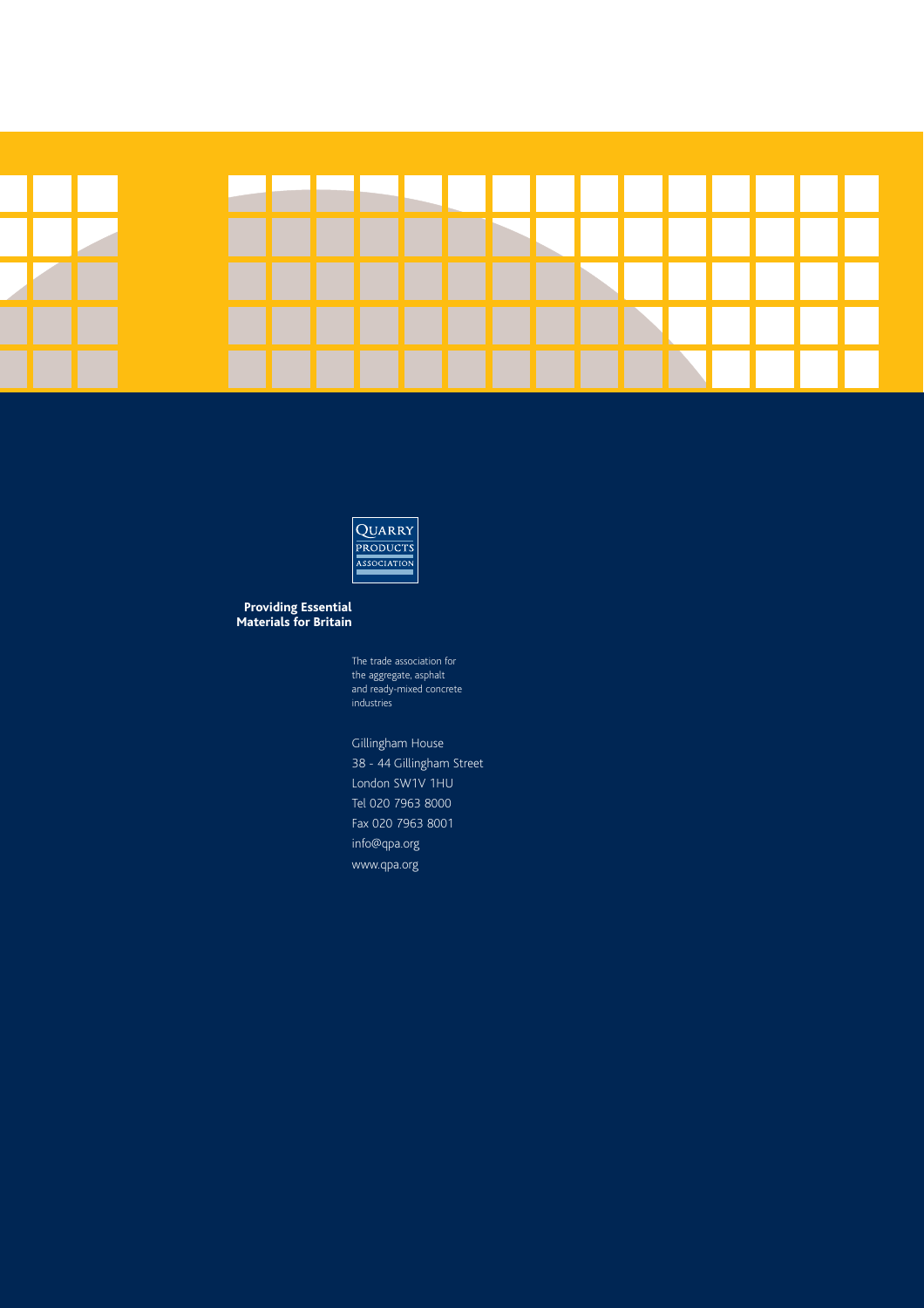QUARRY PRODUCTS ASSOCIATION

**Providing Essential Materials for Britain**

The trade association for the aggregate, asphalt and ready-mixed concrete industries

Gillingham House
38 - 44 Gillingham Street
London SW1V 1HU
Tel 020 7963 8000
Fax 020 7963 8001
info@qpa.org
www.qpa.org